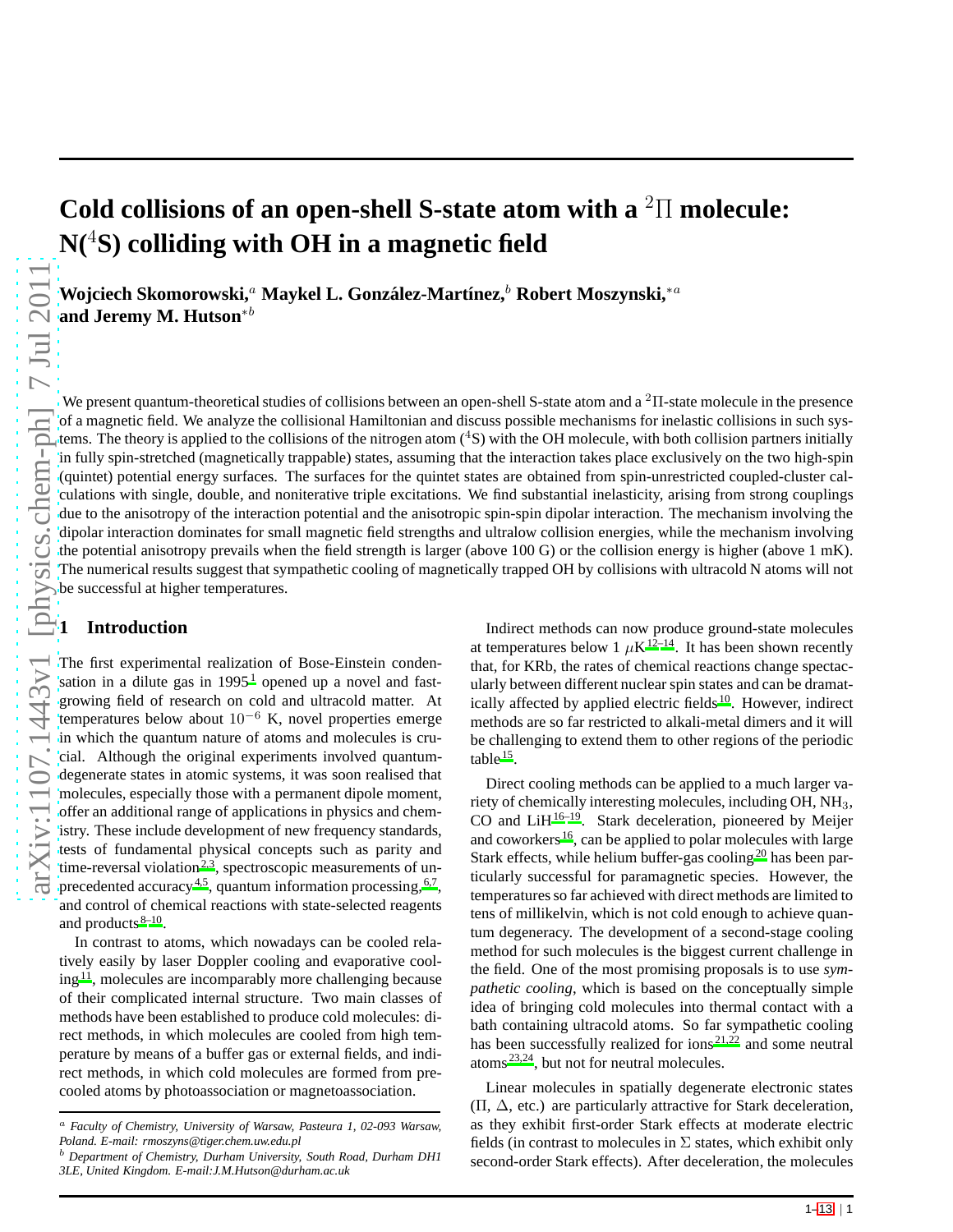# Cold collisions of an open-shell S-state atom with a $^2\Pi$ molecule: N($^4$S) colliding with OH in a magnetic field

**Wojciech Skomorowski,**[a] **Maykel L. González-Martínez,**[b] **Robert Moszynski,**[*a] **and Jeremy M. Hutson**[*b]

We present quantum-theoretical studies of collisions between an open-shell S-state atom and a $^2\Pi$-state molecule in the presence of a magnetic field. We analyze the collisional Hamiltonian and discuss possible mechanisms for inelastic collisions in such systems. The theory is applied to the collisions of the nitrogen atom ($^4$S) with the OH molecule, with both collision partners initially in fully spin-stretched (magnetically trappable) states, assuming that the interaction takes place exclusively on the two high-spin (quintet) potential energy surfaces. The surfaces for the quintet states are obtained from spin-unrestricted coupled-cluster calculations with single, double, and noniterative triple excitations. We find substantial inelasticity, arising from strong couplings due to the anisotropy of the interaction potential and the anisotropic spin-spin dipolar interaction. The mechanism involving the dipolar interaction dominates for small magnetic field strengths and ultralow collision energies, while the mechanism involving the potential anisotropy prevails when the field strength is larger (above 100 G) or the collision energy is higher (above 1 mK). The numerical results suggest that sympathetic cooling of magnetically trapped OH by collisions with ultracold N atoms will not be successful at higher temperatures.

## 1 Introduction

The first experimental realization of Bose-Einstein condensation in a dilute gas in 1995[1] opened up a novel and fast-growing field of research on cold and ultracold matter. At temperatures below about $10^{-6}$ K, novel properties emerge in which the quantum nature of atoms and molecules is crucial. Although the original experiments involved quantum-degenerate states in atomic systems, it was soon realised that molecules, especially those with a permanent dipole moment, offer an additional range of applications in physics and chemistry. These include development of new frequency standards, tests of fundamental physical concepts such as parity and time-reversal violation[2,3], spectroscopic measurements of unprecedented accuracy[4,5], quantum information processing,[6,7], and control of chemical reactions with state-selected reagents and products[8–10].

In contrast to atoms, which nowadays can be cooled relatively easily by laser Doppler cooling and evaporative cooling[11], molecules are incomparably more challenging because of their complicated internal structure. Two main classes of methods have been established to produce cold molecules: direct methods, in which molecules are cooled from high temperature by means of a buffer gas or external fields, and indirect methods, in which cold molecules are formed from precooled atoms by photoassociation or magnetoassociation.

Indirect methods can now produce ground-state molecules at temperatures below 1 $\mu$K[12–14]. It has been shown recently that, for KRb, the rates of chemical reactions change spectacularly between different nuclear spin states and can be dramatically affected by applied electric fields[10]. However, indirect methods are so far restricted to alkali-metal dimers and it will be challenging to extend them to other regions of the periodic table[15].

Direct cooling methods can be applied to a much larger variety of chemically interesting molecules, including OH, $NH_3$, CO and LiH[16–19]. Stark deceleration, pioneered by Meijer and coworkers[16], can be applied to polar molecules with large Stark effects, while helium buffer-gas cooling[20] has been particularly successful for paramagnetic species. However, the temperatures so far achieved with direct methods are limited to tens of millikelvin, which is not cold enough to achieve quantum degeneracy. The development of a second-stage cooling method for such molecules is the biggest current challenge in the field. One of the most promising proposals is to use *sympathetic cooling*, which is based on the conceptually simple idea of bringing cold molecules into thermal contact with a bath containing ultracold atoms. So far sympathetic cooling has been successfully realized for ions[21,22] and some neutral atoms[23,24], but not for neutral molecules.

Linear molecules in spatially degenerate electronic states ($\Pi$, $\Delta$, etc.) are particularly attractive for Stark deceleration, as they exhibit first-order Stark effects at moderate electric fields (in contrast to molecules in $\Sigma$ states, which exhibit only second-order Stark effects). After deceleration, the molecules

[a] *Faculty of Chemistry, University of Warsaw, Pasteura 1, 02-093 Warsaw, Poland. E-mail: rmoszyns@tiger.chem.uw.edu.pl*

[b] *Department of Chemistry, Durham University, South Road, Durham DH1 3LE, United Kingdom. E-mail:J.M.Hutson@durham.ac.uk*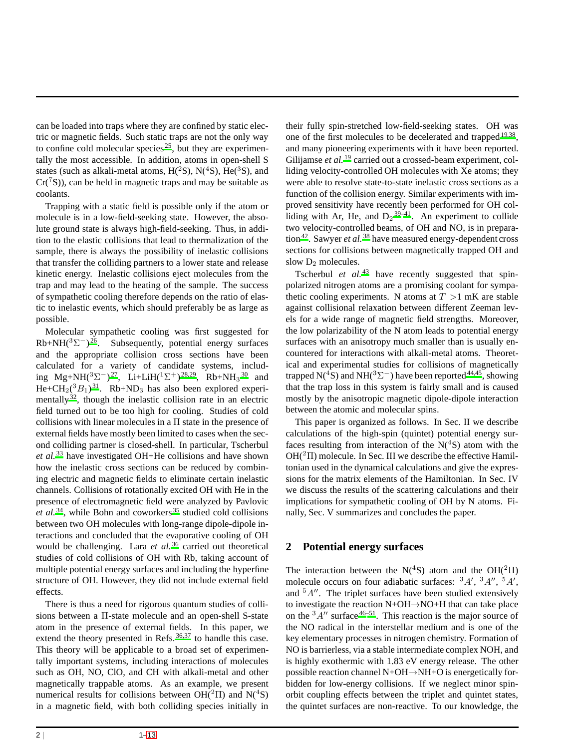can be loaded into traps where they are confined by static electric or magnetic fields. Such static traps are not the only way to confine cold molecular species[25], but they are experimentally the most accessible. In addition, atoms in open-shell S states (such as alkali-metal atoms, H($^2$S), N($^4$S), He($^3$S), and Cr($^7$S)), can be held in magnetic traps and may be suitable as coolants.

Trapping with a static field is possible only if the atom or molecule is in a low-field-seeking state. However, the absolute ground state is always high-field-seeking. Thus, in addition to the elastic collisions that lead to thermalization of the sample, there is always the possibility of inelastic collisions that transfer the colliding partners to a lower state and release kinetic energy. Inelastic collisions eject molecules from the trap and may lead to the heating of the sample. The success of sympathetic cooling therefore depends on the ratio of elastic to inelastic events, which should preferably be as large as possible.

Molecular sympathetic cooling was first suggested for Rb+NH($^3\Sigma^-$)[26]. Subsequently, potential energy surfaces and the appropriate collision cross sections have been calculated for a variety of candidate systems, including Mg+NH($^3\Sigma^-$)[27], Li+LiH($^1\Sigma^+$)[28,29], Rb+NH$_3$[30] and He+CH$_2$($^3B_1$)[31]. Rb+ND$_3$ has also been explored experimentally[32], though the inelastic collision rate in an electric field turned out to be too high for cooling. Studies of cold collisions with linear molecules in a $\Pi$ state in the presence of external fields have mostly been limited to cases when the second colliding partner is closed-shell. In particular, Tscherbul *et al.*[33] have investigated OH+He collisions and have shown how the inelastic cross sections can be reduced by combining electric and magnetic fields to eliminate certain inelastic channels. Collisions of rotationally excited OH with He in the presence of electromagnetic field were analyzed by Pavlovic *et al.*[34], while Bohn and coworkers[35] studied cold collisions between two OH molecules with long-range dipole-dipole interactions and concluded that the evaporative cooling of OH would be challenging. Lara *et al.*[36] carried out theoretical studies of cold collisions of OH with Rb, taking account of multiple potential energy surfaces and including the hyperfine structure of OH. However, they did not include external field effects.

There is thus a need for rigorous quantum studies of collisions between a $\Pi$-state molecule and an open-shell S-state atom in the presence of external fields. In this paper, we extend the theory presented in Refs.[36,37] to handle this case. This theory will be applicable to a broad set of experimentally important systems, including interactions of molecules such as OH, NO, ClO, and CH with alkali-metal and other magnetically trappable atoms. As an example, we present numerical results for collisions between OH($^2\Pi$) and N($^4$S) in a magnetic field, with both colliding species initially in their fully spin-stretched low-field-seeking states. OH was one of the first molecules to be decelerated and trapped[19,38], and many pioneering experiments with it have been reported. Gilijamse *et al.*[19] carried out a crossed-beam experiment, colliding velocity-controlled OH molecules with Xe atoms; they were able to resolve state-to-state inelastic cross sections as a function of the collision energy. Similar experiments with improved sensitivity have recently been performed for OH colliding with Ar, He, and D$_2$[39–41]. An experiment to collide two velocity-controlled beams, of OH and NO, is in preparation[42]. Sawyer *et al.*[38] have measured energy-dependent cross sections for collisions between magnetically trapped OH and slow D$_2$ molecules.

Tscherbul *et al.*[43] have recently suggested that spin-polarized nitrogen atoms are a promising coolant for sympathetic cooling experiments. N atoms at $T > 1$ mK are stable against collisional relaxation between different Zeeman levels for a wide range of magnetic field strengths. Moreover, the low polarizability of the N atom leads to potential energy surfaces with an anisotropy much smaller than is usually encountered for interactions with alkali-metal atoms. Theoretical and experimental studies for collisions of magnetically trapped N($^4$S) and NH($^3\Sigma^-$) have been reported[44,45], showing that the trap loss in this system is fairly small and is caused mostly by the anisotropic magnetic dipole-dipole interaction between the atomic and molecular spins.

This paper is organized as follows. In Sec. II we describe calculations of the high-spin (quintet) potential energy surfaces resulting from interaction of the N($^4$S) atom with the OH($^2\Pi$) molecule. In Sec. III we describe the effective Hamiltonian used in the dynamical calculations and give the expressions for the matrix elements of the Hamiltonian. In Sec. IV we discuss the results of the scattering calculations and their implications for sympathetic cooling of OH by N atoms. Finally, Sec. V summarizes and concludes the paper.

## 2 Potential energy surfaces

The interaction between the N($^4$S) atom and the OH($^2\Pi$) molecule occurs on four adiabatic surfaces: $^3A'$, $^3A''$, $^5A'$, and $^5A''$. The triplet surfaces have been studied extensively to investigate the reaction N+OH→NO+H that can take place on the $^3A''$ surface[46–51]. This reaction is the major source of the NO radical in the interstellar medium and is one of the key elementary processes in nitrogen chemistry. Formation of NO is barrierless, via a stable intermediate complex NOH, and is highly exothermic with 1.83 eV energy release. The other possible reaction channel N+OH→NH+O is energetically forbidden for low-energy collisions. If we neglect minor spin-orbit coupling effects between the triplet and quintet states, the quintet surfaces are non-reactive. To our knowledge, the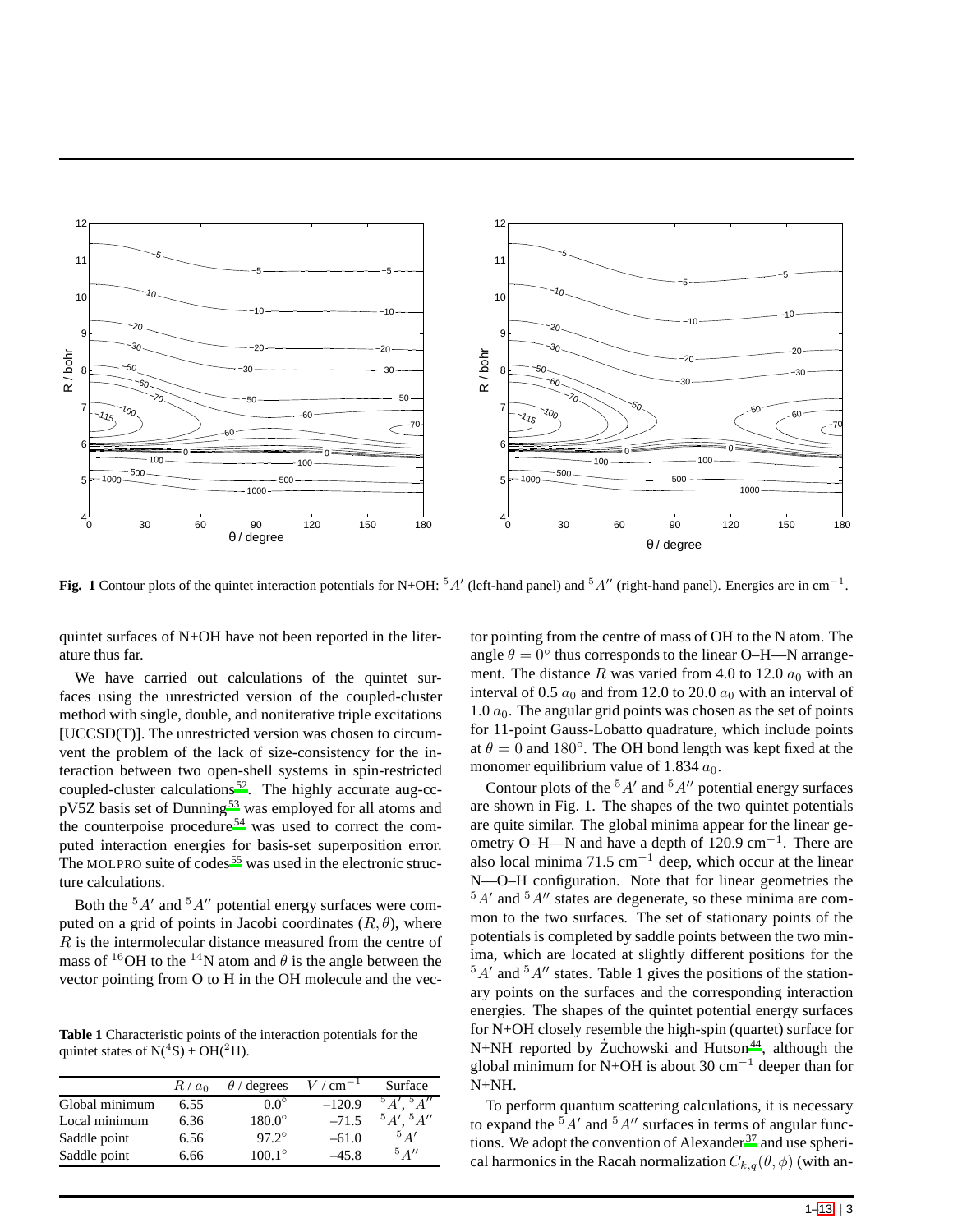**Fig. 1** Contour plots of the quintet interaction potentials for N+OH: $^5A'$ (left-hand panel) and $^5A''$ (right-hand panel). Energies are in cm$^{-1}$.

quintet surfaces of N+OH have not been reported in the literature thus far.

We have carried out calculations of the quintet surfaces using the unrestricted version of the coupled-cluster method with single, double, and noniterative triple excitations [UCCSD(T)]. The unrestricted version was chosen to circumvent the problem of the lack of size-consistency for the interaction between two open-shell systems in spin-restricted coupled-cluster calculations[52]. The highly accurate aug-cc-pV5Z basis set of Dunning[53] was employed for all atoms and the counterpoise procedure[54] was used to correct the computed interaction energies for basis-set superposition error. The MOLPRO suite of codes[55] was used in the electronic structure calculations.

Both the $^5A'$ and $^5A''$ potential energy surfaces were computed on a grid of points in Jacobi coordinates $(R, \theta)$, where $R$ is the intermolecular distance measured from the centre of mass of $^{16}$OH to the $^{14}$N atom and $\theta$ is the angle between the vector pointing from O to H in the OH molecule and the vector pointing from the centre of mass of OH to the N atom. The angle $\theta = 0^\circ$ thus corresponds to the linear O–H—N arrangement. The distance $R$ was varied from 4.0 to 12.0 $a_0$ with an interval of 0.5 $a_0$ and from 12.0 to 20.0 $a_0$ with an interval of 1.0 $a_0$. The angular grid points was chosen as the set of points for 11-point Gauss-Lobatto quadrature, which include points at $\theta = 0$ and $180^\circ$. The OH bond length was kept fixed at the monomer equilibrium value of 1.834 $a_0$.

Contour plots of the $^5A'$ and $^5A''$ potential energy surfaces are shown in Fig. 1. The shapes of the two quintet potentials are quite similar. The global minima appear for the linear geometry O–H—N and have a depth of 120.9 cm$^{-1}$. There are also local minima 71.5 cm$^{-1}$ deep, which occur at the linear N—O–H configuration. Note that for linear geometries the $^5A'$ and $^5A''$ states are degenerate, so these minima are common to the two surfaces. The set of stationary points of the potentials is completed by saddle points between the two minima, which are located at slightly different positions for the $^5A'$ and $^5A''$ states. Table 1 gives the positions of the stationary points on the surfaces and the corresponding interaction energies. The shapes of the quintet potential energy surfaces for N+OH closely resemble the high-spin (quartet) surface for N+NH reported by Żuchowski and Hutson[44], although the global minimum for N+OH is about 30 cm$^{-1}$ deeper than for N+NH.

**Table 1** Characteristic points of the interaction potentials for the quintet states of N($^4$S) + OH($^2\Pi$).

| | $R$ / $a_0$ | $\theta$ / degrees | $V$ / cm$^{-1}$ | Surface |
|---|---|---|---|---|
| Global minimum | 6.55 | 0.0$^\circ$ | –120.9 | $^5A'$, $^5A''$ |
| Local minimum | 6.36 | 180.0$^\circ$ | –71.5 | $^5A'$, $^5A''$ |
| Saddle point | 6.56 | 97.2$^\circ$ | –61.0 | $^5A'$ |
| Saddle point | 6.66 | 100.1$^\circ$ | –45.8 | $^5A''$ |

To perform quantum scattering calculations, it is necessary to expand the $^5A'$ and $^5A''$ surfaces in terms of angular functions. We adopt the convention of Alexander[37] and use spherical harmonics in the Racah normalization $C_{k,q}(\theta, \phi)$ (with an-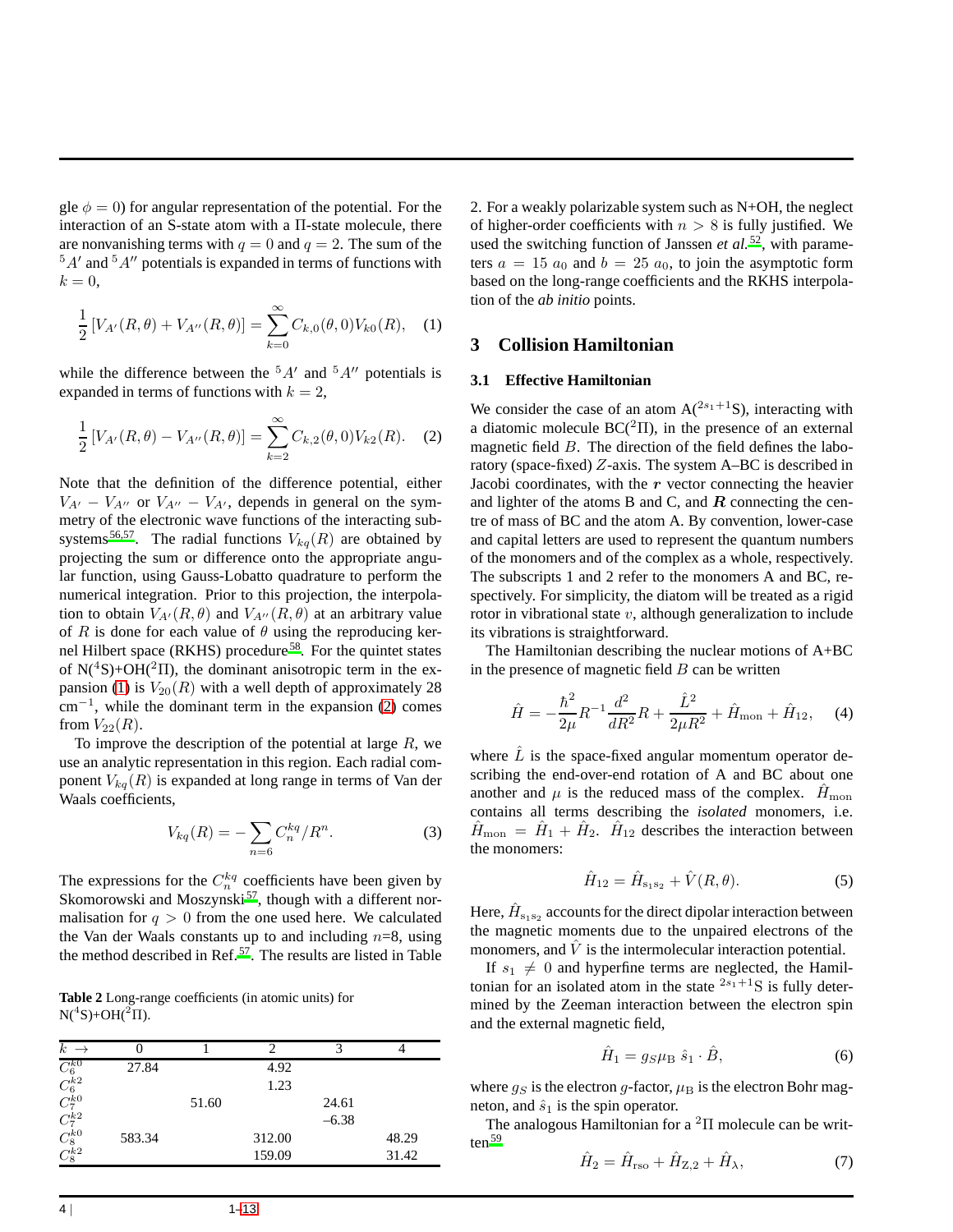gle $\phi = 0$) for angular representation of the potential. For the interaction of an S-state atom with a Π-state molecule, there are nonvanishing terms with $q = 0$ and $q = 2$. The sum of the $^5A'$ and $^5A''$ potentials is expanded in terms of functions with $k = 0$,

$$\frac{1}{2}\left[V_{A'}(R,\theta) + V_{A''}(R,\theta)\right] = \sum_{k=0}^{\infty} C_{k,0}(\theta,0)V_{k0}(R), \quad (1)$$

while the difference between the $^5A'$ and $^5A''$ potentials is expanded in terms of functions with $k = 2$,

$$\frac{1}{2}\left[V_{A'}(R,\theta) - V_{A''}(R,\theta)\right] = \sum_{k=2}^{\infty} C_{k,2}(\theta,0)V_{k2}(R). \quad (2)$$

Note that the definition of the difference potential, either $V_{A'} - V_{A''}$ or $V_{A''} - V_{A'}$, depends in general on the symmetry of the electronic wave functions of the interacting subsystems[56,57]. The radial functions $V_{kq}(R)$ are obtained by projecting the sum or difference onto the appropriate angular function, using Gauss-Lobatto quadrature to perform the numerical integration. Prior to this projection, the interpolation to obtain $V_{A'}(R,\theta)$ and $V_{A''}(R,\theta)$ at an arbitrary value of $R$ is done for each value of $\theta$ using the reproducing kernel Hilbert space (RKHS) procedure[58]. For the quintet states of N($^4$S)+OH($^2\Pi$), the dominant anisotropic term in the expansion (1) is $V_{20}(R)$ with a well depth of approximately 28 cm$^{-1}$, while the dominant term in the expansion (2) comes from $V_{22}(R)$.

To improve the description of the potential at large $R$, we use an analytic representation in this region. Each radial component $V_{kq}(R)$ is expanded at long range in terms of Van der Waals coefficients,

$$V_{kq}(R) = -\sum_{n=6} C_n^{kq}/R^n. \quad (3)$$

The expressions for the $C_n^{kq}$ coefficients have been given by Skomorowski and Moszynski[57], though with a different normalisation for $q > 0$ from the one used here. We calculated the Van der Waals constants up to and including $n$=8, using the method described in Ref.[57]. The results are listed in Table 2. For a weakly polarizable system such as N+OH, the neglect of higher-order coefficients with $n > 8$ is fully justified. We used the switching function of Janssen *et al.*[52], with parameters $a = 15\ a_0$ and $b = 25\ a_0$, to join the asymptotic form based on the long-range coefficients and the RKHS interpolation of the *ab initio* points.

**Table 2** Long-range coefficients (in atomic units) for N($^4$S)+OH($^2\Pi$).

| $k$ → | 0 | 1 | 2 | 3 | 4 |
|---|---|---|---|---|---|
| $C_6^{k0}$ | 27.84 | | 4.92 | | |
| $C_6^{k2}$ | | | 1.23 | | |
| $C_7^{k0}$ | | 51.60 | | 24.61 | |
| $C_7^{k2}$ | | | | –6.38 | |
| $C_8^{k0}$ | 583.34 | | 312.00 | | 48.29 |
| $C_8^{k2}$ | | | 159.09 | | 31.42 |

## 3 Collision Hamiltonian

### 3.1 Effective Hamiltonian

We consider the case of an atom A($^{2s_1+1}$S), interacting with a diatomic molecule BC($^2\Pi$), in the presence of an external magnetic field $B$. The direction of the field defines the laboratory (space-fixed) $Z$-axis. The system A–BC is described in Jacobi coordinates, with the $\boldsymbol{r}$ vector connecting the heavier and lighter of the atoms B and C, and $\boldsymbol{R}$ connecting the centre of mass of BC and the atom A. By convention, lower-case and capital letters are used to represent the quantum numbers of the monomers and of the complex as a whole, respectively. The subscripts 1 and 2 refer to the monomers A and BC, respectively. For simplicity, the diatom will be treated as a rigid rotor in vibrational state $v$, although generalization to include its vibrations is straightforward.

The Hamiltonian describing the nuclear motions of A+BC in the presence of magnetic field $B$ can be written

$$\hat{H} = -\frac{\hbar^2}{2\mu}R^{-1}\frac{d^2}{dR^2}R + \frac{\hat{L}^2}{2\mu R^2} + \hat{H}_{\rm mon} + \hat{H}_{12}, \quad (4)$$

where $\hat{L}$ is the space-fixed angular momentum operator describing the end-over-end rotation of A and BC about one another and $\mu$ is the reduced mass of the complex. $\hat{H}_{\rm mon}$ contains all terms describing the *isolated* monomers, i.e. $\hat{H}_{\rm mon} = \hat{H}_1 + \hat{H}_2$. $\hat{H}_{12}$ describes the interaction between the monomers:

$$\hat{H}_{12} = \hat{H}_{\rm s_1s_2} + \hat{V}(R,\theta). \quad (5)$$

Here, $\hat{H}_{\rm s_1s_2}$ accounts for the direct dipolar interaction between the magnetic moments due to the unpaired electrons of the monomers, and $\hat{V}$ is the intermolecular interaction potential.

If $s_1 \neq 0$ and hyperfine terms are neglected, the Hamiltonian for an isolated atom in the state $^{2s_1+1}$S is fully determined by the Zeeman interaction between the electron spin and the external magnetic field,

$$\hat{H}_1 = g_S\mu_{\rm B}\ \hat{s}_1 \cdot \hat{B}, \quad (6)$$

where $g_S$ is the electron $g$-factor, $\mu_{\rm B}$ is the electron Bohr magneton, and $\hat{s}_1$ is the spin operator.

The analogous Hamiltonian for a $^2\Pi$ molecule can be written[59]

$$\hat{H}_2 = \hat{H}_{\rm rso} + \hat{H}_{\rm Z,2} + \hat{H}_{\lambda}, \quad (7)$$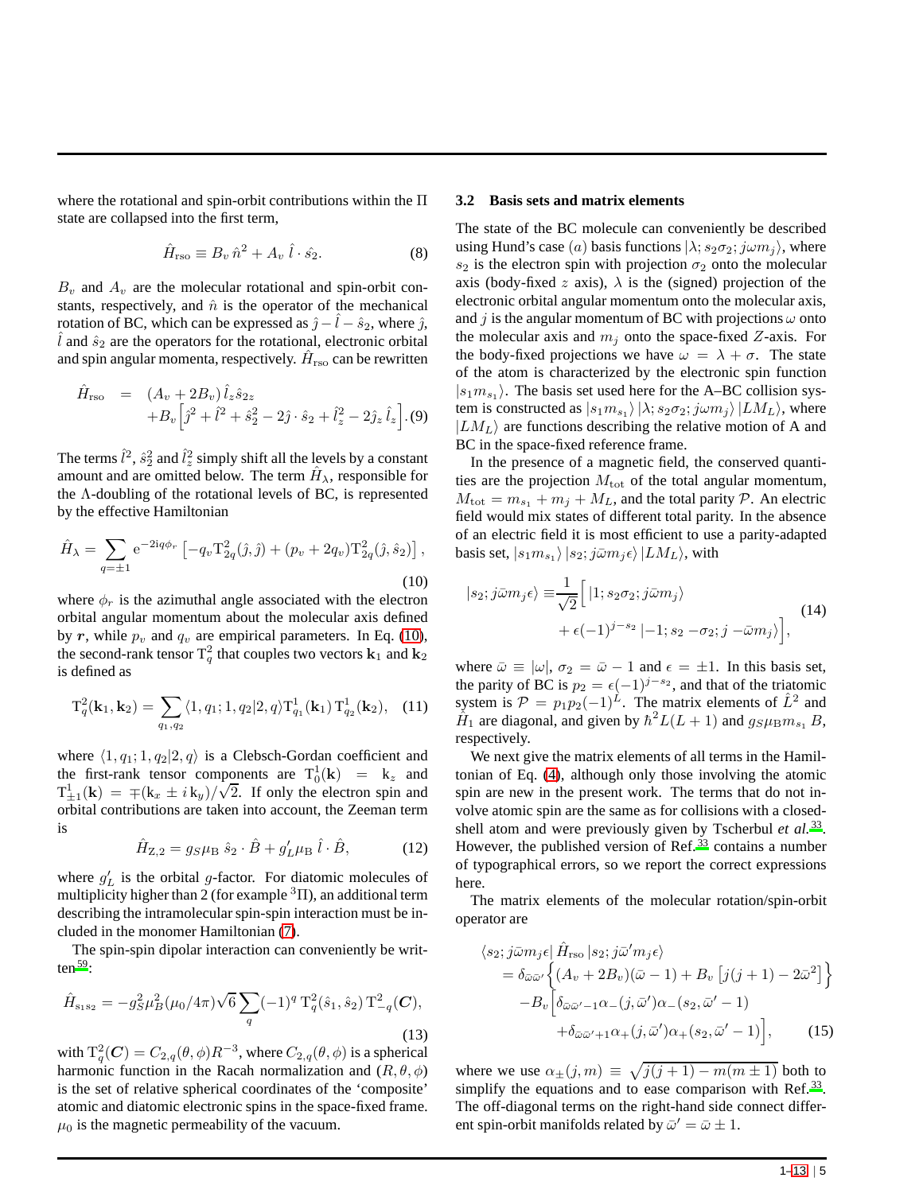where the rotational and spin-orbit contributions within the $\Pi$ state are collapsed into the first term,

$$\hat{H}_{\rm rso} \equiv B_v\,\hat{n}^2 + A_v\,\hat{l}\cdot\hat{s}_2. \tag{8}$$

$B_v$ and $A_v$ are the molecular rotational and spin-orbit constants, respectively, and $\hat{n}$ is the operator of the mechanical rotation of BC, which can be expressed as $\hat{\jmath}-\hat{l}-\hat{s}_2$, where $\hat{\jmath}$, $\hat{l}$ and $\hat{s}_2$ are the operators for the rotational, electronic orbital and spin angular momenta, respectively. $\hat{H}_{\rm rso}$ can be rewritten

$$\begin{aligned}\hat{H}_{\rm rso} &= (A_v+2B_v)\,\hat{l}_z\hat{s}_{2z} \\ &\quad + B_v\Big[\hat{\jmath}^2+\hat{l}^2+\hat{s}_2^2-2\hat{\jmath}\cdot\hat{s}_2+\hat{l}_z^2-2\hat{\jmath}_z\,\hat{l}_z\Big].\end{aligned} \tag{9}$$

The terms $\hat{l}^2$, $\hat{s}_2^2$ and $\hat{l}_z^2$ simply shift all the levels by a constant amount and are omitted below. The term $\hat{H}_\lambda$, responsible for the $\Lambda$-doubling of the rotational levels of BC, is represented by the effective Hamiltonian

$$\hat{H}_\lambda = \sum_{q=\pm1} {\rm e}^{-2iq\phi_r}\left[-q_v{\rm T}^2_{2q}(\hat{\jmath},\hat{\jmath}) + (p_v+2q_v){\rm T}^2_{2q}(\hat{\jmath},\hat{s}_2)\right], \tag{10}$$

where $\phi_r$ is the azimuthal angle associated with the electron orbital angular momentum about the molecular axis defined by $\boldsymbol{r}$, while $p_v$ and $q_v$ are empirical parameters. In Eq. (10), the second-rank tensor ${\rm T}^2_q$ that couples two vectors $\mathbf{k}_1$ and $\mathbf{k}_2$ is defined as

$${\rm T}^2_q(\mathbf{k}_1,\mathbf{k}_2) = \sum_{q_1,q_2}\langle 1,q_1;1,q_2|2,q\rangle {\rm T}^1_{q_1}(\mathbf{k})\,{\rm T}^1_{q_2}(\mathbf{k}_2), \tag{11}$$

where $\langle 1,q_1;1,q_2|2,q\rangle$ is a Clebsch-Gordan coefficient and the first-rank tensor components are ${\rm T}^1_0(\mathbf{k}) = {\rm k}_z$ and ${\rm T}^1_{\pm1}(\mathbf{k}) = \mp({\rm k}_x \pm i\,{\rm k}_y)/\sqrt{2}$. If only the electron spin and orbital contributions are taken into account, the Zeeman term is

$$\hat{H}_{{\rm Z},2} = g_S\mu_{\rm B}\;\hat{s}_2\cdot\hat{B} + g_L'\mu_{\rm B}\;\hat{l}\cdot\hat{B}, \tag{12}$$

where $g_L'$ is the orbital $g$-factor. For diatomic molecules of multiplicity higher than 2 (for example $^3\Pi$), an additional term describing the intramolecular spin-spin interaction must be included in the monomer Hamiltonian (7).

The spin-spin dipolar interaction can conveniently be written[59]:

$$\hat{H}_{s_1s_2} = -g_S^2\mu_B^2(\mu_0/4\pi)\sqrt{6}\sum_q(-1)^q\,{\rm T}^2_q(\hat{s}_1,\hat{s}_2)\,{\rm T}^2_{-q}(\boldsymbol{C}), \tag{13}$$

with ${\rm T}^2_q(\boldsymbol{C}) = C_{2,q}(\theta,\phi)R^{-3}$, where $C_{2,q}(\theta,\phi)$ is a spherical harmonic function in the Racah normalization and $(R,\theta,\phi)$ is the set of relative spherical coordinates of the 'composite' atomic and diatomic electronic spins in the space-fixed frame. $\mu_0$ is the magnetic permeability of the vacuum.

### 3.2 Basis sets and matrix elements

The state of the BC molecule can conveniently be described using Hund's case $(a)$ basis functions $|\lambda; s_2\sigma_2; j\omega m_j\rangle$, where $s_2$ is the electron spin with projection $\sigma_2$ onto the molecular axis (body-fixed $z$ axis), $\lambda$ is the (signed) projection of the electronic orbital angular momentum onto the molecular axis, and $j$ is the angular momentum of BC with projections $\omega$ onto the molecular axis and $m_j$ onto the space-fixed $Z$-axis. For the body-fixed projections we have $\omega = \lambda + \sigma$. The state of the atom is characterized by the electronic spin function $|s_1 m_{s_1}\rangle$. The basis set used here for the A–BC collision system is constructed as $|s_1 m_{s_1}\rangle\,|\lambda; s_2\sigma_2; j\omega m_j\rangle\,|LM_L\rangle$, where $|LM_L\rangle$ are functions describing the relative motion of A and BC in the space-fixed reference frame.

In the presence of a magnetic field, the conserved quantities are the projection $M_{\rm tot}$ of the total angular momentum, $M_{\rm tot} = m_{s_1} + m_j + M_L$, and the total parity $\mathcal{P}$. An electric field would mix states of different total parity. In the absence of an electric field it is most efficient to use a parity-adapted basis set, $|s_1 m_{s_1}\rangle\,|s_2; j\bar{\omega} m_j\epsilon\rangle\,|LM_L\rangle$, with

$$\begin{aligned}|s_2; j\bar{\omega}m_j\epsilon\rangle \equiv& \frac{1}{\sqrt{2}}\Big[\,|1; s_2\sigma_2; j\bar{\omega}m_j\rangle \\ &+ \epsilon(-1)^{j-s_2}\,|-1; s_2\,{-\sigma_2}; j\,{-\bar{\omega}}m_j\rangle\Big],\end{aligned} \tag{14}$$

where $\bar{\omega} \equiv |\omega|$, $\sigma_2 = \bar{\omega}-1$ and $\epsilon = \pm1$. In this basis set, the parity of BC is $p_2 = \epsilon(-1)^{j-s_2}$, and that of the triatomic system is $\mathcal{P} = p_1p_2(-1)^L$. The matrix elements of $\hat{L}^2$ and $\hat{H}_1$ are diagonal, and given by $\hbar^2L(L+1)$ and $g_S\mu_{\rm B}m_{s_1}B$, respectively.

We next give the matrix elements of all terms in the Hamiltonian of Eq. (4), although only those involving the atomic spin are new in the present work. The terms that do not involve atomic spin are the same as for collisions with a closed-shell atom and were previously given by Tscherbul *et al.*[33]. However, the published version of Ref.[33] contains a number of typographical errors, so we report the correct expressions here.

The matrix elements of the molecular rotation/spin-orbit operator are

$$\begin{aligned}&\langle s_2; j\bar{\omega}m_j\epsilon|\,\hat{H}_{\rm rso}\,|s_2; j\bar{\omega}'m_j\epsilon\rangle \\ &\quad= \delta_{\bar{\omega}\bar{\omega}'}\Big\{(A_v+2B_v)(\bar{\omega}-1) + B_v\left[j(j+1)-2\bar{\omega}^2\right]\Big\} \\ &\quad\quad - B_v\Big[\delta_{\bar{\omega}\bar{\omega}'-1}\alpha_-(j,\bar{\omega}')\alpha_-(s_2,\bar{\omega}'-1) \\ &\quad\quad\quad + \delta_{\bar{\omega}\bar{\omega}'+1}\alpha_+(j,\bar{\omega}')\alpha_+(s_2,\bar{\omega}'-1)\Big],\end{aligned} \tag{15}$$

where we use $\alpha_\pm(j,m) \equiv \sqrt{j(j+1)-m(m\pm1)}$ both to simplify the equations and to ease comparison with Ref.[33]. The off-diagonal terms on the right-hand side connect different spin-orbit manifolds related by $\bar{\omega}' = \bar{\omega}\pm1$.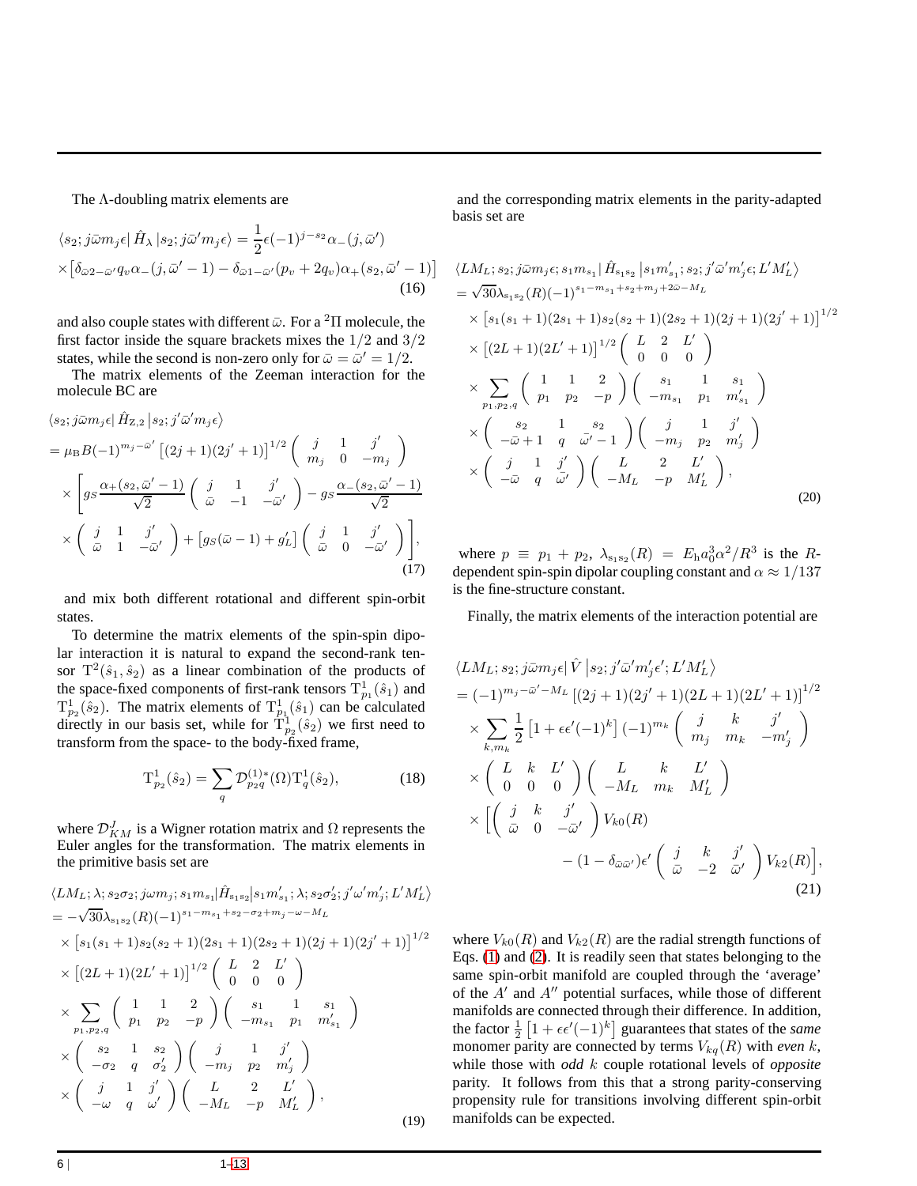The Λ-doubling matrix elements are

$$\langle s_2; j\bar{\omega}m_j\epsilon|\,\hat{H}_\lambda\,|s_2; j\bar{\omega}'m_j\epsilon\rangle = \frac{1}{2}\epsilon(-1)^{j-s_2}\alpha_-(j,\bar{\omega}')$$
$$\times\big[\delta_{\bar{\omega}2-\bar{\omega}'}q_v\alpha_-(j,\bar{\omega}'-1) - \delta_{\bar{\omega}1-\bar{\omega}'}(p_v+2q_v)\alpha_+(s_2,\bar{\omega}'-1)\big] \quad (16)$$

and also couple states with different $\bar{\omega}$. For a $^2\Pi$ molecule, the first factor inside the square brackets mixes the $1/2$ and $3/2$ states, while the second is non-zero only for $\bar{\omega} = \bar{\omega}' = 1/2$.

The matrix elements of the Zeeman interaction for the molecule BC are

$$\langle s_2; j\bar{\omega}m_j\epsilon|\,\hat{H}_{\mathrm{Z},2}\,|s_2; j'\bar{\omega}'m_j\epsilon\rangle$$
$$= \mu_{\mathrm{B}}B(-1)^{m_j-\bar{\omega}'}\left[(2j+1)(2j'+1)\right]^{1/2}\begin{pmatrix} j & 1 & j' \\ m_j & 0 & -m_j \end{pmatrix}$$
$$\times\left[g_S\frac{\alpha_+(s_2,\bar{\omega}'-1)}{\sqrt{2}}\begin{pmatrix} j & 1 & j' \\ \bar{\omega} & -1 & -\bar{\omega}' \end{pmatrix} - g_S\frac{\alpha_-(s_2,\bar{\omega}'-1)}{\sqrt{2}}\right.$$
$$\left.\times\begin{pmatrix} j & 1 & j' \\ \bar{\omega} & 1 & -\bar{\omega}' \end{pmatrix} + \left[g_S(\bar{\omega}-1)+g_L'\right]\begin{pmatrix} j & 1 & j' \\ \bar{\omega} & 0 & -\bar{\omega}' \end{pmatrix}\right], \quad (17)$$

and mix both different rotational and different spin-orbit states.

To determine the matrix elements of the spin-spin dipolar interaction it is natural to expand the second-rank tensor $\mathrm{T}^2(\hat{s}_1,\hat{s}_2)$ as a linear combination of the products of the space-fixed components of first-rank tensors $\mathrm{T}^1_{p_1}(\hat{s}_1)$ and $\mathrm{T}^1_{p_2}(\hat{s}_2)$. The matrix elements of $\mathrm{T}^1_{p_1}(\hat{s}_1)$ can be calculated directly in our basis set, while for $\mathrm{T}^1_{p_2}(\hat{s}_2)$ we first need to transform from the space- to the body-fixed frame,

$$\mathrm{T}^1_{p_2}(\hat{s}_2) = \sum_q \mathcal{D}^{(1)*}_{p_2q}(\Omega)\mathrm{T}^1_q(\hat{s}_2), \quad (18)$$

where $\mathcal{D}^J_{KM}$ is a Wigner rotation matrix and $\Omega$ represents the Euler angles for the transformation. The matrix elements in the primitive basis set are

$$\langle LM_L;\lambda;s_2\sigma_2;j\omega m_j;s_1m_{s_1}|\hat{H}_{s_1s_2}|s_1m'_{s_1};\lambda;s_2\sigma'_2;j'\omega'm'_j;L'M'_L\rangle$$
$$= -\sqrt{30}\lambda_{s_1s_2}(R)(-1)^{s_1-m_{s_1}+s_2-\sigma_2+m_j-\omega-M_L}$$
$$\times\left[s_1(s_1+1)s_2(s_2+1)(2s_1+1)(2s_2+1)(2j+1)(2j'+1)\right]^{1/2}$$
$$\times\left[(2L+1)(2L'+1)\right]^{1/2}\begin{pmatrix} L & 2 & L' \\ 0 & 0 & 0 \end{pmatrix}$$
$$\times\sum_{p_1,p_2,q}\begin{pmatrix} 1 & 1 & 2 \\ p_1 & p_2 & -p \end{pmatrix}\begin{pmatrix} s_1 & 1 & s_1 \\ -m_{s_1} & p_1 & m'_{s_1} \end{pmatrix}$$
$$\times\begin{pmatrix} s_2 & 1 & s_2 \\ -\sigma_2 & q & \sigma'_2 \end{pmatrix}\begin{pmatrix} j & 1 & j' \\ -m_j & p_2 & m'_j \end{pmatrix}$$
$$\times\begin{pmatrix} j & 1 & j' \\ -\omega & q & \omega' \end{pmatrix}\begin{pmatrix} L & 2 & L' \\ -M_L & -p & M'_L \end{pmatrix}, \quad (19)$$

and the corresponding matrix elements in the parity-adapted basis set are

$$\langle LM_L;s_2;j\bar{\omega}m_j\epsilon;s_1m_{s_1}|\,\hat{H}_{s_1s_2}\,|s_1m'_{s_1};s_2;j'\bar{\omega}'m'_j\epsilon;L'M'_L\rangle$$
$$= \sqrt{30}\lambda_{s_1s_2}(R)(-1)^{s_1-m_{s_1}+s_2+m_j+2\bar{\omega}-M_L}$$
$$\times\left[s_1(s_1+1)(2s_1+1)s_2(s_2+1)(2s_2+1)(2j+1)(2j'+1)\right]^{1/2}$$
$$\times\left[(2L+1)(2L'+1)\right]^{1/2}\begin{pmatrix} L & 2 & L' \\ 0 & 0 & 0 \end{pmatrix}$$
$$\times\sum_{p_1,p_2,q}\begin{pmatrix} 1 & 1 & 2 \\ p_1 & p_2 & -p \end{pmatrix}\begin{pmatrix} s_1 & 1 & s_1 \\ -m_{s_1} & p_1 & m'_{s_1} \end{pmatrix}$$
$$\times\begin{pmatrix} s_2 & 1 & s_2 \\ -\bar{\omega}+1 & q & \bar{\omega}'-1 \end{pmatrix}\begin{pmatrix} j & 1 & j' \\ -m_j & p_2 & m'_j \end{pmatrix}$$
$$\times\begin{pmatrix} j & 1 & j' \\ -\bar{\omega} & q & \bar{\omega}' \end{pmatrix}\begin{pmatrix} L & 2 & L' \\ -M_L & -p & M'_L \end{pmatrix}, \quad (20)$$

where $p \equiv p_1 + p_2$, $\lambda_{s_1s_2}(R) = E_{\mathrm{h}}a_0^3\alpha^2/R^3$ is the $R$-dependent spin-spin dipolar coupling constant and $\alpha \approx 1/137$ is the fine-structure constant.

Finally, the matrix elements of the interaction potential are

$$\langle LM_L;s_2;j\bar{\omega}m_j\epsilon|\,\hat{V}\,|s_2;j'\bar{\omega}'m'_j\epsilon';L'M'_L\rangle$$
$$= (-1)^{m_j-\bar{\omega}'-M_L}\left[(2j+1)(2j'+1)(2L+1)(2L'+1)\right]^{1/2}$$
$$\times\sum_{k,m_k}\frac{1}{2}\left[1+\epsilon\epsilon'(-1)^k\right](-1)^{m_k}\begin{pmatrix} j & k & j' \\ m_j & m_k & -m'_j \end{pmatrix}$$
$$\times\begin{pmatrix} L & k & L' \\ 0 & 0 & 0 \end{pmatrix}\begin{pmatrix} L & k & L' \\ -M_L & m_k & M'_L \end{pmatrix}$$
$$\times\left[\begin{pmatrix} j & k & j' \\ \bar{\omega} & 0 & -\bar{\omega}' \end{pmatrix}V_{k0}(R)\right.$$
$$\left. - (1-\delta_{\bar{\omega}\bar{\omega}'})\epsilon'\begin{pmatrix} j & k & j' \\ \bar{\omega} & -2 & \bar{\omega}' \end{pmatrix}V_{k2}(R)\right], \quad (21)$$

where $V_{k0}(R)$ and $V_{k2}(R)$ are the radial strength functions of Eqs. (1) and (2). It is readily seen that states belonging to the same spin-orbit manifold are coupled through the 'average' of the $A'$ and $A''$ potential surfaces, while those of different manifolds are connected through their difference. In addition, the factor $\frac{1}{2}\left[1+\epsilon\epsilon'(-1)^k\right]$ guarantees that states of the *same* monomer parity are connected by terms $V_{kq}(R)$ with *even* $k$, while those with *odd* $k$ couple rotational levels of *opposite* parity. It follows from this that a strong parity-conserving propensity rule for transitions involving different spin-orbit manifolds can be expected.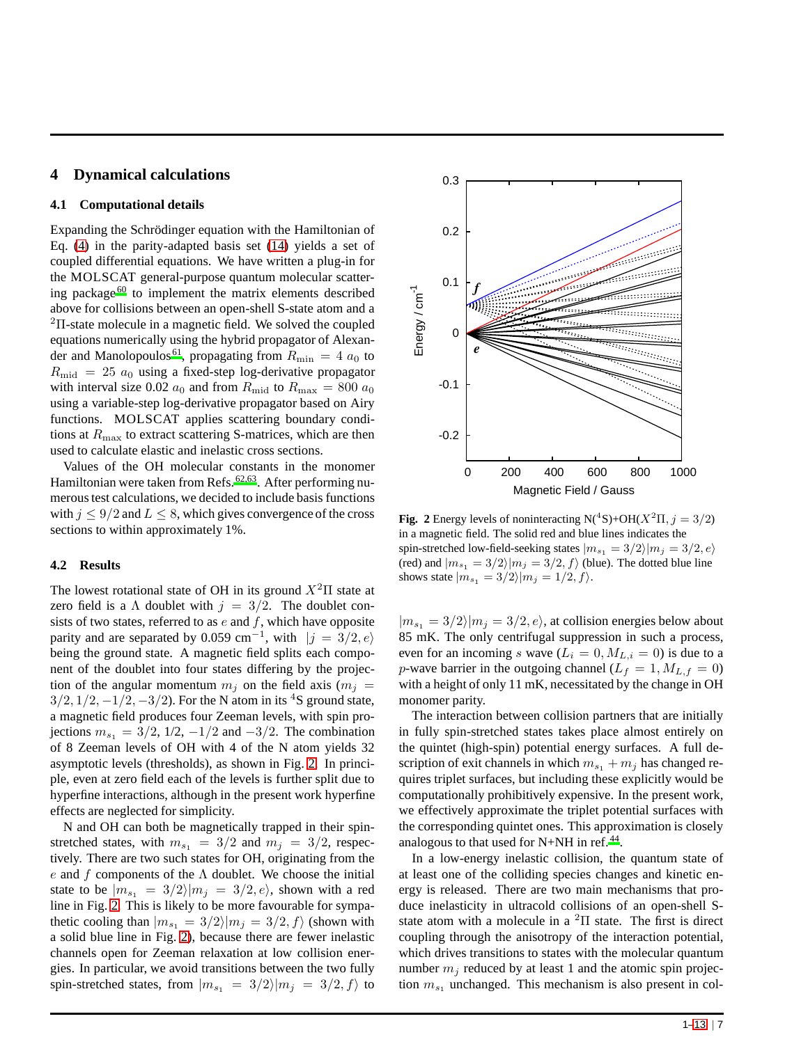## 4 Dynamical calculations

### 4.1 Computational details

Expanding the Schrödinger equation with the Hamiltonian of Eq. (4) in the parity-adapted basis set (14) yields a set of coupled differential equations. We have written a plug-in for the MOLSCAT general-purpose quantum molecular scattering package[60] to implement the matrix elements described above for collisions between an open-shell S-state atom and a $^2\Pi$-state molecule in a magnetic field. We solved the coupled equations numerically using the hybrid propagator of Alexander and Manolopoulos[61], propagating from $R_{\rm min} = 4\ a_0$ to $R_{\rm mid} = 25\ a_0$ using a fixed-step log-derivative propagator with interval size 0.02 $a_0$ and from $R_{\rm mid}$ to $R_{\rm max} = 800\ a_0$ using a variable-step log-derivative propagator based on Airy functions. MOLSCAT applies scattering boundary conditions at $R_{\rm max}$ to extract scattering S-matrices, which are then used to calculate elastic and inelastic cross sections.

Values of the OH molecular constants in the monomer Hamiltonian were taken from Refs.[62,63]. After performing numerous test calculations, we decided to include basis functions with $j \leq 9/2$ and $L \leq 8$, which gives convergence of the cross sections to within approximately 1%.

### 4.2 Results

The lowest rotational state of OH in its ground $X^2\Pi$ state at zero field is a $\Lambda$ doublet with $j = 3/2$. The doublet consists of two states, referred to as $e$ and $f$, which have opposite parity and are separated by 0.059 cm$^{-1}$, with $|j = 3/2, e\rangle$ being the ground state. A magnetic field splits each component of the doublet into four states differing by the projection of the angular momentum $m_j$ on the field axis ($m_j = 3/2, 1/2, -1/2, -3/2$). For the N atom in its $^4$S ground state, a magnetic field produces four Zeeman levels, with spin projections $m_{s_1} = 3/2$, 1/2, $-1/2$ and $-3/2$. The combination of 8 Zeeman levels of OH with 4 of the N atom yields 32 asymptotic levels (thresholds), as shown in Fig. 2. In principle, even at zero field each of the levels is further split due to hyperfine interactions, although in the present work hyperfine effects are neglected for simplicity.

N and OH can both be magnetically trapped in their spin-stretched states, with $m_{s_1} = 3/2$ and $m_j = 3/2$, respectively. There are two such states for OH, originating from the $e$ and $f$ components of the $\Lambda$ doublet. We choose the initial state to be $|m_{s_1} = 3/2\rangle|m_j = 3/2, e\rangle$, shown with a red line in Fig. 2. This is likely to be more favourable for sympathetic cooling than $|m_{s_1} = 3/2\rangle|m_j = 3/2, f\rangle$ (shown with a solid blue line in Fig. 2), because there are fewer inelastic channels open for Zeeman relaxation at low collision energies. In particular, we avoid transitions between the two fully spin-stretched states, from $|m_{s_1} = 3/2\rangle|m_j = 3/2, f\rangle$ to $|m_{s_1} = 3/2\rangle|m_j = 3/2, e\rangle$, at collision energies below about 85 mK. The only centrifugal suppression in such a process, even for an incoming $s$ wave ($L_i = 0, M_{L,i} = 0$) is due to a $p$-wave barrier in the outgoing channel ($L_f = 1, M_{L,f} = 0$) with a height of only 11 mK, necessitated by the change in OH monomer parity.

**Fig. 2** Energy levels of noninteracting N($^4$S)+OH($X^2\Pi, j = 3/2$) in a magnetic field. The solid red and blue lines indicates the spin-stretched low-field-seeking states $|m_{s_1} = 3/2\rangle|m_j = 3/2, e\rangle$ (red) and $|m_{s_1} = 3/2\rangle|m_j = 3/2, f\rangle$ (blue). The dotted blue line shows state $|m_{s_1} = 3/2\rangle|m_j = 1/2, f\rangle$.

The interaction between collision partners that are initially in fully spin-stretched states takes place almost entirely on the quintet (high-spin) potential energy surfaces. A full description of exit channels in which $m_{s_1} + m_j$ has changed requires triplet surfaces, but including these explicitly would be computationally prohibitively expensive. In the present work, we effectively approximate the triplet potential surfaces with the corresponding quintet ones. This approximation is closely analogous to that used for N+NH in ref.[44].

In a low-energy inelastic collision, the quantum state of at least one of the colliding species changes and kinetic energy is released. There are two main mechanisms that produce inelasticity in ultracold collisions of an open-shell S-state atom with a molecule in a $^2\Pi$ state. The first is direct coupling through the anisotropy of the interaction potential, which drives transitions to states with the molecular quantum number $m_j$ reduced by at least 1 and the atomic spin projection $m_{s_1}$ unchanged. This mechanism is also present in col-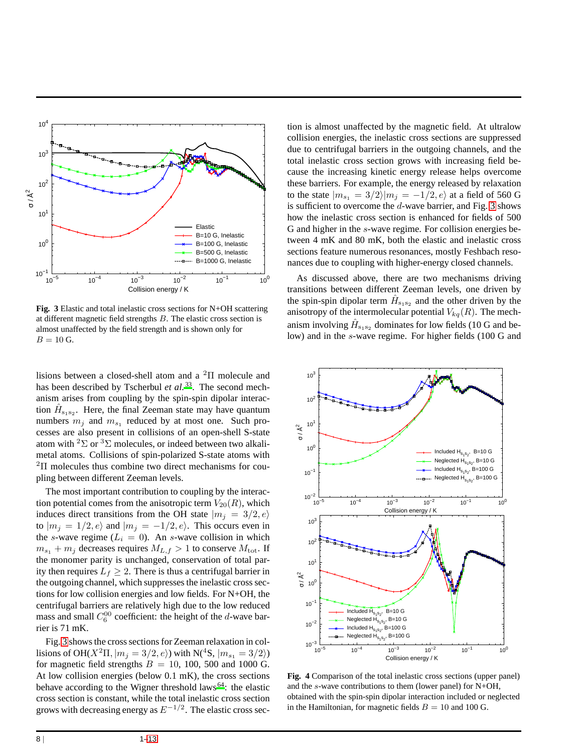**Fig. 3** Elastic and total inelastic cross sections for N+OH scattering at different magnetic field strengths $B$. The elastic cross section is almost unaffected by the field strength and is shown only for $B = 10$ G.

lisions between a closed-shell atom and a $^2\Pi$ molecule and has been described by Tscherbul *et al.*[33]. The second mechanism arises from coupling by the spin-spin dipolar interaction $\hat{H}_{s_1s_2}$. Here, the final Zeeman state may have quantum numbers $m_j$ and $m_{s_1}$ reduced by at most one. Such processes are also present in collisions of an open-shell S-state atom with $^2\Sigma$ or $^3\Sigma$ molecules, or indeed between two alkali-metal atoms. Collisions of spin-polarized S-state atoms with $^2\Pi$ molecules thus combine two direct mechanisms for coupling between different Zeeman levels.

The most important contribution to coupling by the interaction potential comes from the anisotropic term $V_{20}(R)$, which induces direct transitions from the OH state $|m_j = 3/2, e\rangle$ to $|m_j = 1/2, e\rangle$ and $|m_j = -1/2, e\rangle$. This occurs even in the $s$-wave regime ($L_i = 0$). An $s$-wave collision in which $m_{s_1} + m_j$ decreases requires $M_{L,f} > 1$ to conserve $M_{\rm tot}$. If the monomer parity is unchanged, conservation of total parity then requires $L_f \geq 2$. There is thus a centrifugal barrier in the outgoing channel, which suppresses the inelastic cross sections for low collision energies and low fields. For N+OH, the centrifugal barriers are relatively high due to the low reduced mass and small $C_6^{00}$ coefficient: the height of the $d$-wave barrier is 71 mK.

Fig. 3 shows the cross sections for Zeeman relaxation in collisions of OH($X^2\Pi, |m_j = 3/2, e\rangle$) with N($^4$S, $|m_{s_1} = 3/2\rangle$) for magnetic field strengths $B = 10$, 100, 500 and 1000 G. At low collision energies (below 0.1 mK), the cross sections behave according to the Wigner threshold laws[64]: the elastic cross section is constant, while the total inelastic cross section grows with decreasing energy as $E^{-1/2}$. The elastic cross section is almost unaffected by the magnetic field. At ultralow collision energies, the inelastic cross sections are suppressed due to centrifugal barriers in the outgoing channels, and the total inelastic cross section grows with increasing field because the increasing kinetic energy release helps overcome these barriers. For example, the energy released by relaxation to the state $|m_{s_1} = 3/2\rangle|m_j = -1/2, e\rangle$ at a field of 560 G is sufficient to overcome the $d$-wave barrier, and Fig. 3 shows how the inelastic cross section is enhanced for fields of 500 G and higher in the $s$-wave regime. For collision energies between 4 mK and 80 mK, both the elastic and inelastic cross sections feature numerous resonances, mostly Feshbach resonances due to coupling with higher-energy closed channels.

As discussed above, there are two mechanisms driving transitions between different Zeeman levels, one driven by the spin-spin dipolar term $\hat{H}_{s_1s_2}$ and the other driven by the anisotropy of the intermolecular potential $V_{kq}(R)$. The mechanism involving $\hat{H}_{s_1s_2}$ dominates for low fields (10 G and below) and in the $s$-wave regime. For higher fields (100 G and

**Fig. 4** Comparison of the total inelastic cross sections (upper panel) and the $s$-wave contributions to them (lower panel) for N+OH, obtained with the spin-spin dipolar interaction included or neglected in the Hamiltonian, for magnetic fields $B = 10$ and 100 G.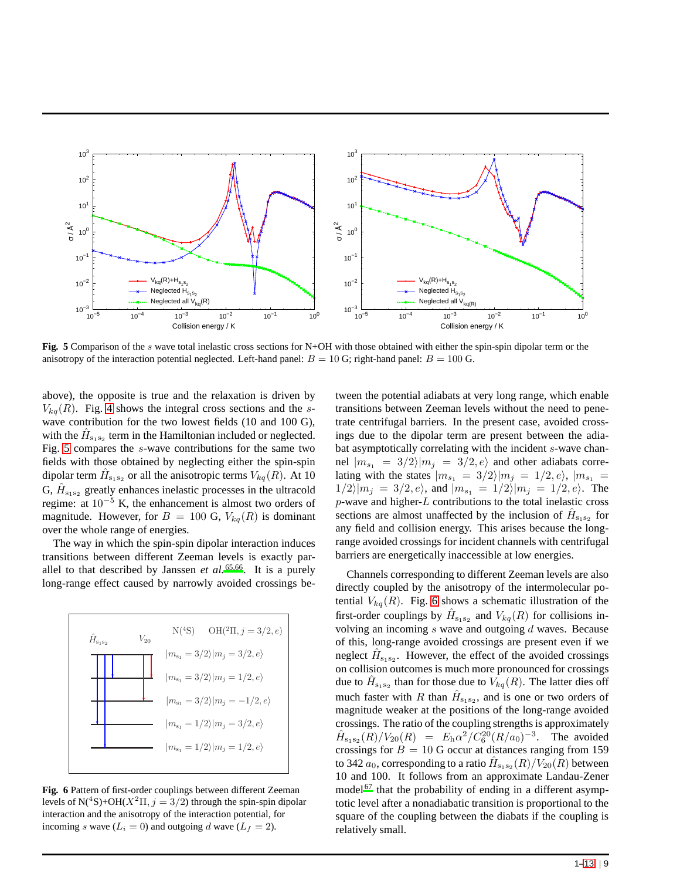Fig. 5 Comparison of the $s$ wave total inelastic cross sections for N+OH with those obtained with either the spin-spin dipolar term or the anisotropy of the interaction potential neglected. Left-hand panel: $B = 10$ G; right-hand panel: $B = 100$ G.

above), the opposite is true and the relaxation is driven by $V_{kq}(R)$. Fig. 4 shows the integral cross sections and the $s$-wave contribution for the two lowest fields (10 and 100 G), with the $\hat{H}_{\mathrm{s_1s_2}}$ term in the Hamiltonian included or neglected. Fig. 5 compares the $s$-wave contributions for the same two fields with those obtained by neglecting either the spin-spin dipolar term $\hat{H}_{\mathrm{s_1s_2}}$ or all the anisotropic terms $V_{kq}(R)$. At 10 G, $\hat{H}_{\mathrm{s_1s_2}}$ greatly enhances inelastic processes in the ultracold regime: at $10^{-5}$ K, the enhancement is almost two orders of magnitude. However, for $B = 100$ G, $V_{kq}(R)$ is dominant over the whole range of energies.

The way in which the spin-spin dipolar interaction induces transitions between different Zeeman levels is exactly parallel to that described by Janssen *et al.*[65,66]. It is a purely long-range effect caused by narrowly avoided crossings between the potential adiabats at very long range, which enable transitions between Zeeman levels without the need to penetrate centrifugal barriers. In the present case, avoided crossings due to the dipolar term are present between the adiabat asymptotically correlating with the incident $s$-wave channel $|m_{s_1} = 3/2\rangle|m_j = 3/2, e\rangle$ and other adiabats correlating with the states $|m_{s_1} = 3/2\rangle|m_j = 1/2, e\rangle$, $|m_{s_1} = 1/2\rangle|m_j = 3/2, e\rangle$, and $|m_{s_1} = 1/2\rangle|m_j = 1/2, e\rangle$. The $p$-wave and higher-$L$ contributions to the total inelastic cross sections are almost unaffected by the inclusion of $\hat{H}_{\mathrm{s_1s_2}}$ for any field and collision energy. This arises because the long-range avoided crossings for incident channels with centrifugal barriers are energetically inaccessible at low energies.

Fig. 6 Pattern of first-order couplings between different Zeeman levels of N($^4$S)+OH($X^2\Pi, j = 3/2$) through the spin-spin dipolar interaction and the anisotropy of the interaction potential, for incoming $s$ wave ($L_i = 0$) and outgoing $d$ wave ($L_f = 2$).

Channels corresponding to different Zeeman levels are also directly coupled by the anisotropy of the intermolecular potential $V_{kq}(R)$. Fig. 6 shows a schematic illustration of the first-order couplings by $\hat{H}_{\mathrm{s_1s_2}}$ and $V_{kq}(R)$ for collisions involving an incoming $s$ wave and outgoing $d$ waves. Because of this, long-range avoided crossings are present even if we neglect $\hat{H}_{\mathrm{s_1s_2}}$. However, the effect of the avoided crossings on collision outcomes is much more pronounced for crossings due to $\hat{H}_{\mathrm{s_1s_2}}$ than for those due to $V_{kq}(R)$. The latter dies off much faster with $R$ than $\hat{H}_{\mathrm{s_1s_2}}$, and is one or two orders of magnitude weaker at the positions of the long-range avoided crossings. The ratio of the coupling strengths is approximately $\hat{H}_{\mathrm{s_1s_2}}(R)/V_{20}(R) = E_{\mathrm{h}}\alpha^2/C_6^{20}(R/a_0)^{-3}$. The avoided crossings for $B = 10$ G occur at distances ranging from 159 to 342 $a_0$, corresponding to a ratio $\hat{H}_{\mathrm{s_1s_2}}(R)/V_{20}(R)$ between 10 and 100. It follows from an approximate Landau-Zener model[67] that the probability of ending in a different asymptotic level after a nonadiabatic transition is proportional to the square of the coupling between the diabats if the coupling is relatively small.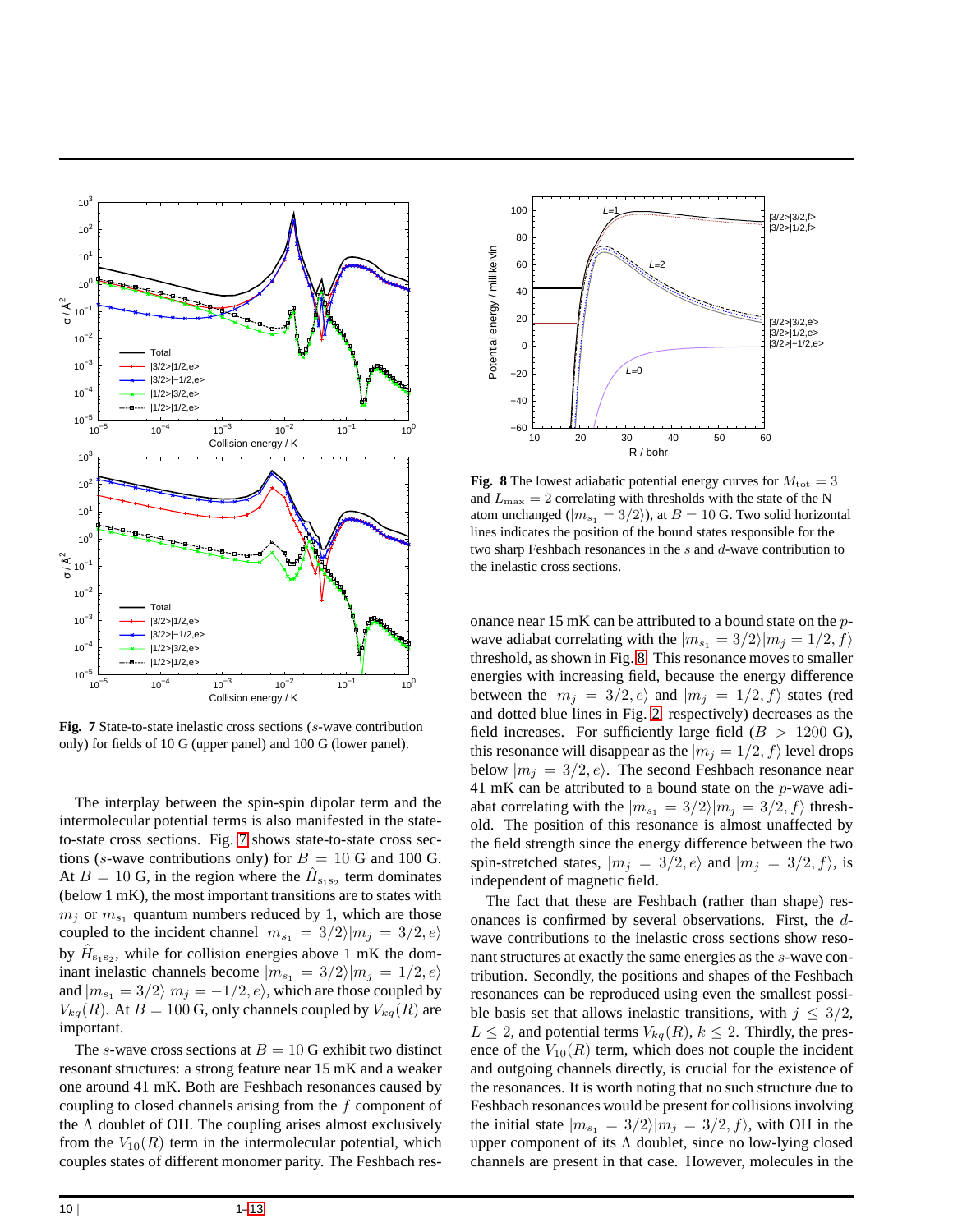**Fig. 7** State-to-state inelastic cross sections ($s$-wave contribution only) for fields of 10 G (upper panel) and 100 G (lower panel).

**Fig. 8** The lowest adiabatic potential energy curves for $M_{\rm tot} = 3$ and $L_{\rm max} = 2$ correlating with thresholds with the state of the N atom unchanged ($|m_{s_1} = 3/2\rangle$), at $B = 10$ G. Two solid horizontal lines indicates the position of the bound states responsible for the two sharp Feshbach resonances in the $s$ and $d$-wave contribution to the inelastic cross sections.

The interplay between the spin-spin dipolar term and the intermolecular potential terms is also manifested in the state-to-state cross sections. Fig. 7 shows state-to-state cross sections ($s$-wave contributions only) for $B = 10$ G and 100 G. At $B = 10$ G, in the region where the $\hat{H}_{s_1 s_2}$ term dominates (below 1 mK), the most important transitions are to states with $m_j$ or $m_{s_1}$ quantum numbers reduced by 1, which are those coupled to the incident channel $|m_{s_1} = 3/2\rangle|m_j = 3/2, e\rangle$ by $\hat{H}_{s_1 s_2}$, while for collision energies above 1 mK the dominant inelastic channels become $|m_{s_1} = 3/2\rangle|m_j = 1/2, e\rangle$ and $|m_{s_1} = 3/2\rangle|m_j = -1/2, e\rangle$, which are those coupled by $V_{kq}(R)$. At $B = 100$ G, only channels coupled by $V_{kq}(R)$ are important.

The $s$-wave cross sections at $B = 10$ G exhibit two distinct resonant structures: a strong feature near 15 mK and a weaker one around 41 mK. Both are Feshbach resonances caused by coupling to closed channels arising from the $f$ component of the $\Lambda$ doublet of OH. The coupling arises almost exclusively from the $V_{10}(R)$ term in the intermolecular potential, which couples states of different monomer parity. The Feshbach resonance near 15 mK can be attributed to a bound state on the $p$-wave adiabat correlating with the $|m_{s_1} = 3/2\rangle|m_j = 1/2, f\rangle$ threshold, as shown in Fig. 8. This resonance moves to smaller energies with increasing field, because the energy difference between the $|m_j = 3/2, e\rangle$ and $|m_j = 1/2, f\rangle$ states (red and dotted blue lines in Fig. 2, respectively) decreases as the field increases. For sufficiently large field ($B > 1200$ G), this resonance will disappear as the $|m_j = 1/2, f\rangle$ level drops below $|m_j = 3/2, e\rangle$. The second Feshbach resonance near 41 mK can be attributed to a bound state on the $p$-wave adiabat correlating with the $|m_{s_1} = 3/2\rangle|m_j = 3/2, f\rangle$ threshold. The position of this resonance is almost unaffected by the field strength since the energy difference between the two spin-stretched states, $|m_j = 3/2, e\rangle$ and $|m_j = 3/2, f\rangle$, is independent of magnetic field.

The fact that these are Feshbach (rather than shape) resonances is confirmed by several observations. First, the $d$-wave contributions to the inelastic cross sections show resonant structures at exactly the same energies as the $s$-wave contribution. Secondly, the positions and shapes of the Feshbach resonances can be reproduced using even the smallest possible basis set that allows inelastic transitions, with $j \leq 3/2$, $L \leq 2$, and potential terms $V_{kq}(R)$, $k \leq 2$. Thirdly, the presence of the $V_{10}(R)$ term, which does not couple the incident and outgoing channels directly, is crucial for the existence of the resonances. It is worth noting that no such structure due to Feshbach resonances would be present for collisions involving the initial state $|m_{s_1} = 3/2\rangle|m_j = 3/2, f\rangle$, with OH in the upper component of its $\Lambda$ doublet, since no low-lying closed channels are present in that case. However, molecules in the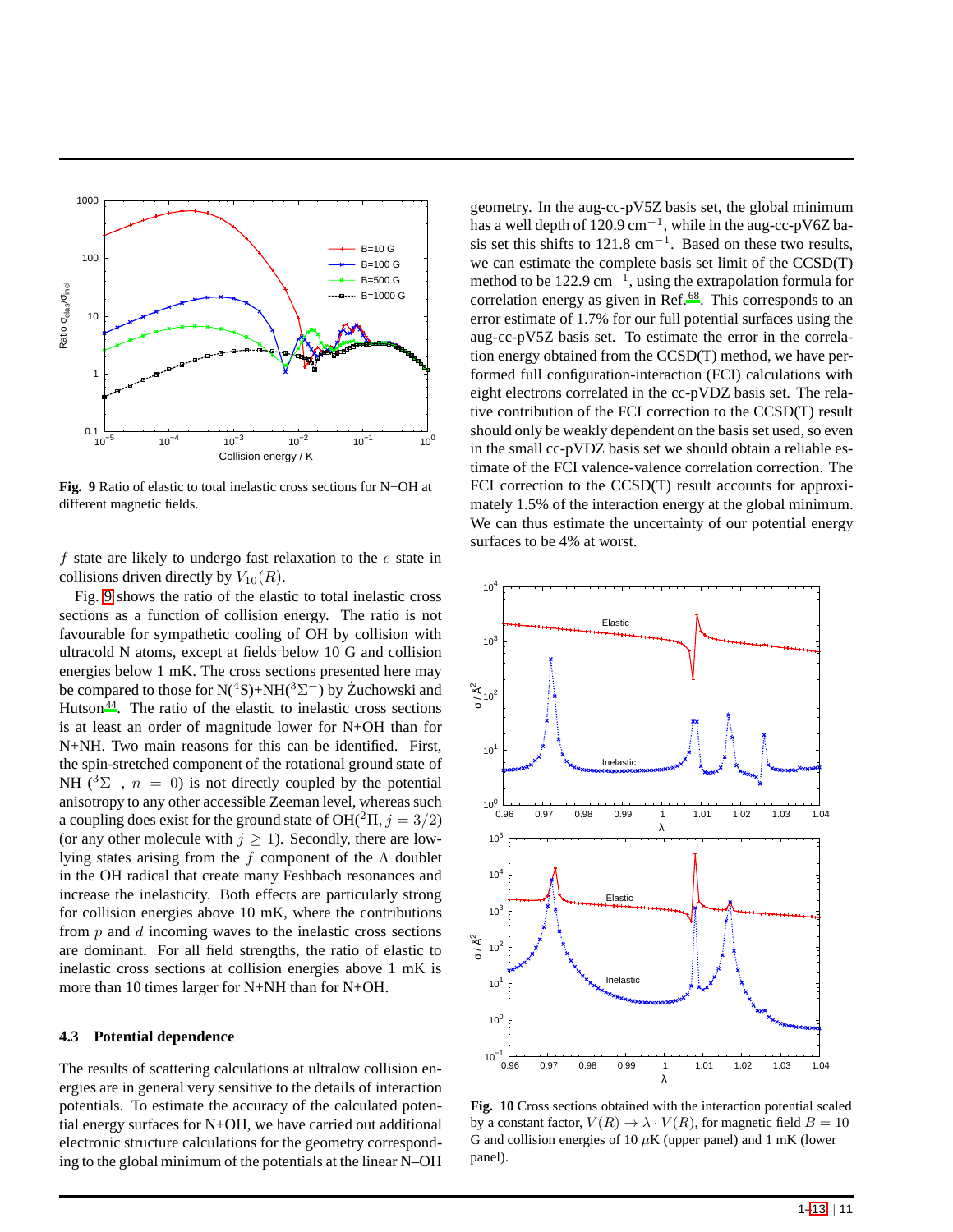**Fig. 9** Ratio of elastic to total inelastic cross sections for N+OH at different magnetic fields.

$f$ state are likely to undergo fast relaxation to the $e$ state in collisions driven directly by $V_{10}(R)$.

Fig. 9 shows the ratio of the elastic to total inelastic cross sections as a function of collision energy. The ratio is not favourable for sympathetic cooling of OH by collision with ultracold N atoms, except at fields below 10 G and collision energies below 1 mK. The cross sections presented here may be compared to those for N($^4$S)+NH($^3\Sigma^-$) by Żuchowski and Hutson[44]. The ratio of the elastic to inelastic cross sections is at least an order of magnitude lower for N+OH than for N+NH. Two main reasons for this can be identified. First, the spin-stretched component of the rotational ground state of NH ($^3\Sigma^-$, $n = 0$) is not directly coupled by the potential anisotropy to any other accessible Zeeman level, whereas such a coupling does exist for the ground state of OH($^2\Pi, j = 3/2$) (or any other molecule with $j \geq 1$). Secondly, there are low-lying states arising from the $f$ component of the $\Lambda$ doublet in the OH radical that create many Feshbach resonances and increase the inelasticity. Both effects are particularly strong for collision energies above 10 mK, where the contributions from $p$ and $d$ incoming waves to the inelastic cross sections are dominant. For all field strengths, the ratio of elastic to inelastic cross sections at collision energies above 1 mK is more than 10 times larger for N+NH than for N+OH.

### 4.3 Potential dependence

The results of scattering calculations at ultralow collision energies are in general very sensitive to the details of interaction potentials. To estimate the accuracy of the calculated potential energy surfaces for N+OH, we have carried out additional electronic structure calculations for the geometry corresponding to the global minimum of the potentials at the linear N–OH geometry. In the aug-cc-pV5Z basis set, the global minimum has a well depth of 120.9 cm$^{-1}$, while in the aug-cc-pV6Z basis set this shifts to 121.8 cm$^{-1}$. Based on these two results, we can estimate the complete basis set limit of the CCSD(T) method to be 122.9 cm$^{-1}$, using the extrapolation formula for correlation energy as given in Ref.[68]. This corresponds to an error estimate of 1.7% for our full potential surfaces using the aug-cc-pV5Z basis set. To estimate the error in the correlation energy obtained from the CCSD(T) method, we have performed full configuration-interaction (FCI) calculations with eight electrons correlated in the cc-pVDZ basis set. The relative contribution of the FCI correction to the CCSD(T) result should only be weakly dependent on the basis set used, so even in the small cc-pVDZ basis set we should obtain a reliable estimate of the FCI valence-valence correlation correction. The FCI correction to the CCSD(T) result accounts for approximately 1.5% of the interaction energy at the global minimum. We can thus estimate the uncertainty of our potential energy surfaces to be 4% at worst.

**Fig. 10** Cross sections obtained with the interaction potential scaled by a constant factor, $V(R) \to \lambda \cdot V(R)$, for magnetic field $B = 10$ G and collision energies of 10 $\mu$K (upper panel) and 1 mK (lower panel).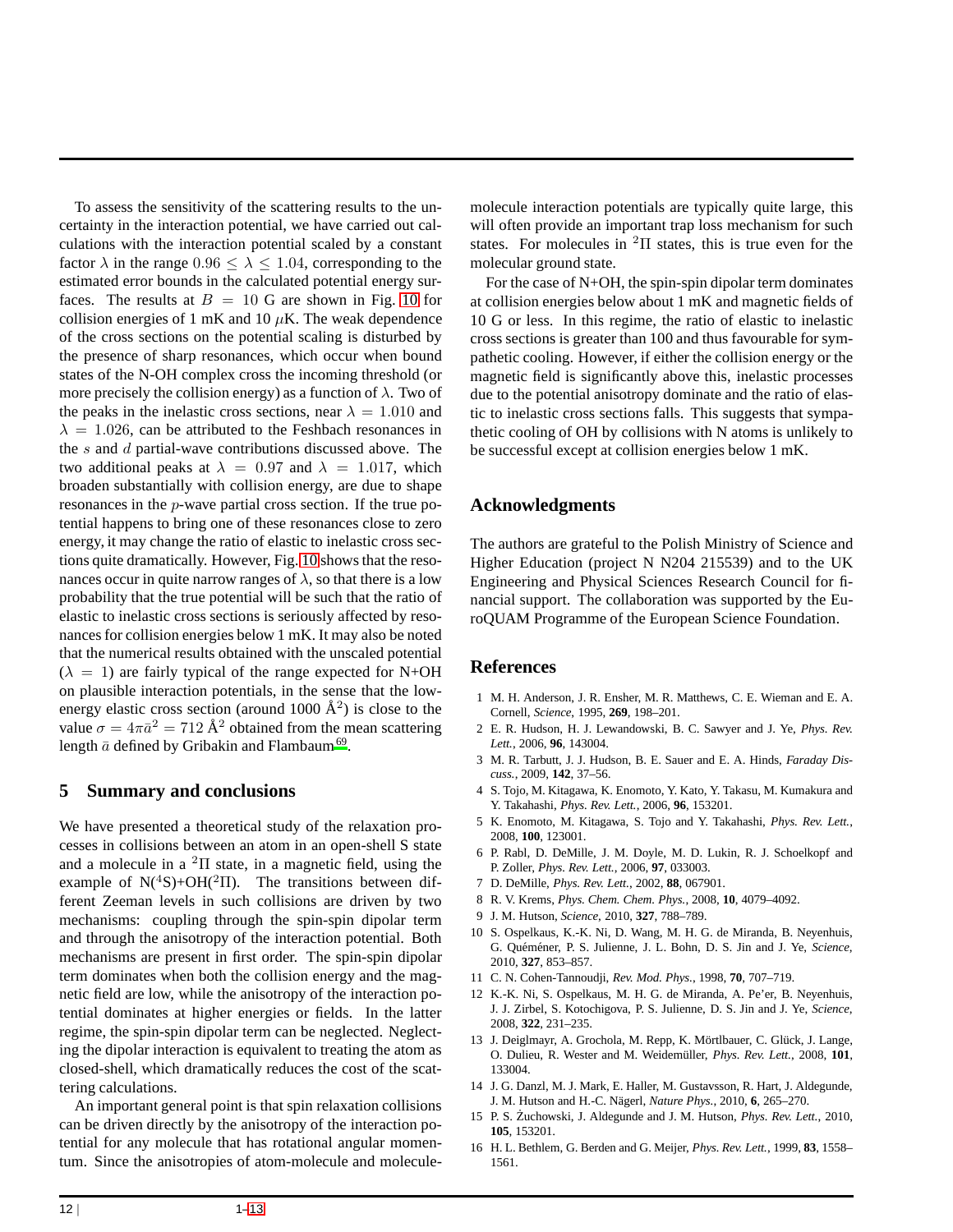To assess the sensitivity of the scattering results to the uncertainty in the interaction potential, we have carried out calculations with the interaction potential scaled by a constant factor $\lambda$ in the range $0.96 \leq \lambda \leq 1.04$, corresponding to the estimated error bounds in the calculated potential energy surfaces. The results at $B = 10$ G are shown in Fig. 10 for collision energies of 1 mK and 10 $\mu$K. The weak dependence of the cross sections on the potential scaling is disturbed by the presence of sharp resonances, which occur when bound states of the N-OH complex cross the incoming threshold (or more precisely the collision energy) as a function of $\lambda$. Two of the peaks in the inelastic cross sections, near $\lambda = 1.010$ and $\lambda = 1.026$, can be attributed to the Feshbach resonances in the $s$ and $d$ partial-wave contributions discussed above. The two additional peaks at $\lambda = 0.97$ and $\lambda = 1.017$, which broaden substantially with collision energy, are due to shape resonances in the $p$-wave partial cross section. If the true potential happens to bring one of these resonances close to zero energy, it may change the ratio of elastic to inelastic cross sections quite dramatically. However, Fig. 10 shows that the resonances occur in quite narrow ranges of $\lambda$, so that there is a low probability that the true potential will be such that the ratio of elastic to inelastic cross sections is seriously affected by resonances for collision energies below 1 mK. It may also be noted that the numerical results obtained with the unscaled potential ($\lambda = 1$) are fairly typical of the range expected for N+OH on plausible interaction potentials, in the sense that the low-energy elastic cross section (around 1000 Å$^2$) is close to the value $\sigma = 4\pi\bar{a}^2 = 712$ Å$^2$ obtained from the mean scattering length $\bar{a}$ defined by Gribakin and Flambaum[69].

## 5 Summary and conclusions

We have presented a theoretical study of the relaxation processes in collisions between an atom in an open-shell S state and a molecule in a $^2\Pi$ state, in a magnetic field, using the example of N($^4$S)+OH($^2\Pi$). The transitions between different Zeeman levels in such collisions are driven by two mechanisms: coupling through the spin-spin dipolar term and through the anisotropy of the interaction potential. Both mechanisms are present in first order. The spin-spin dipolar term dominates when both the collision energy and the magnetic field are low, while the anisotropy of the interaction potential dominates at higher energies or fields. In the latter regime, the spin-spin dipolar term can be neglected. Neglecting the dipolar interaction is equivalent to treating the atom as closed-shell, which dramatically reduces the cost of the scattering calculations.

An important general point is that spin relaxation collisions can be driven directly by the anisotropy of the interaction potential for any molecule that has rotational angular momentum. Since the anisotropies of atom-molecule and molecule-molecule interaction potentials are typically quite large, this will often provide an important trap loss mechanism for such states. For molecules in $^2\Pi$ states, this is true even for the molecular ground state.

For the case of N+OH, the spin-spin dipolar term dominates at collision energies below about 1 mK and magnetic fields of 10 G or less. In this regime, the ratio of elastic to inelastic cross sections is greater than 100 and thus favourable for sympathetic cooling. However, if either the collision energy or the magnetic field is significantly above this, inelastic processes due to the potential anisotropy dominate and the ratio of elastic to inelastic cross sections falls. This suggests that sympathetic cooling of OH by collisions with N atoms is unlikely to be successful except at collision energies below 1 mK.

## Acknowledgments

The authors are grateful to the Polish Ministry of Science and Higher Education (project N N204 215539) and to the UK Engineering and Physical Sciences Research Council for financial support. The collaboration was supported by the EuroQUAM Programme of the European Science Foundation.

## References

1. M. H. Anderson, J. R. Ensher, M. R. Matthews, C. E. Wieman and E. A. Cornell, *Science*, 1995, **269**, 198–201.
2. E. R. Hudson, H. J. Lewandowski, B. C. Sawyer and J. Ye, *Phys. Rev. Lett.*, 2006, **96**, 143004.
3. M. R. Tarbutt, J. J. Hudson, B. E. Sauer and E. A. Hinds, *Faraday Discuss.*, 2009, **142**, 37–56.
4. S. Tojo, M. Kitagawa, K. Enomoto, Y. Kato, Y. Takasu, M. Kumakura and Y. Takahashi, *Phys. Rev. Lett.*, 2006, **96**, 153201.
5. K. Enomoto, M. Kitagawa, S. Tojo and Y. Takahashi, *Phys. Rev. Lett.*, 2008, **100**, 123001.
6. P. Rabl, D. DeMille, J. M. Doyle, M. D. Lukin, R. J. Schoelkopf and P. Zoller, *Phys. Rev. Lett.*, 2006, **97**, 033003.
7. D. DeMille, *Phys. Rev. Lett.*, 2002, **88**, 067901.
8. R. V. Krems, *Phys. Chem. Chem. Phys.*, 2008, **10**, 4079–4092.
9. J. M. Hutson, *Science*, 2010, **327**, 788–789.
10. S. Ospelkaus, K.-K. Ni, D. Wang, M. H. G. de Miranda, B. Neyenhuis, G. Quéméner, P. S. Julienne, J. L. Bohn, D. S. Jin and J. Ye, *Science*, 2010, **327**, 853–857.
11. C. N. Cohen-Tannoudji, *Rev. Mod. Phys.*, 1998, **70**, 707–719.
12. K.-K. Ni, S. Ospelkaus, M. H. G. de Miranda, A. Pe'er, B. Neyenhuis, J. J. Zirbel, S. Kotochigova, P. S. Julienne, D. S. Jin and J. Ye, *Science*, 2008, **322**, 231–235.
13. J. Deiglmayr, A. Grochola, M. Repp, K. Mörtlbauer, C. Glück, J. Lange, O. Dulieu, R. Wester and M. Weidemüller, *Phys. Rev. Lett.*, 2008, **101**, 133004.
14. J. G. Danzl, M. J. Mark, E. Haller, M. Gustavsson, R. Hart, J. Aldegunde, J. M. Hutson and H.-C. Nägerl, *Nature Phys.*, 2010, **6**, 265–270.
15. P. S. Żuchowski, J. Aldegunde and J. M. Hutson, *Phys. Rev. Lett.*, 2010, **105**, 153201.
16. H. L. Bethlem, G. Berden and G. Meijer, *Phys. Rev. Lett.*, 1999, **83**, 1558–1561.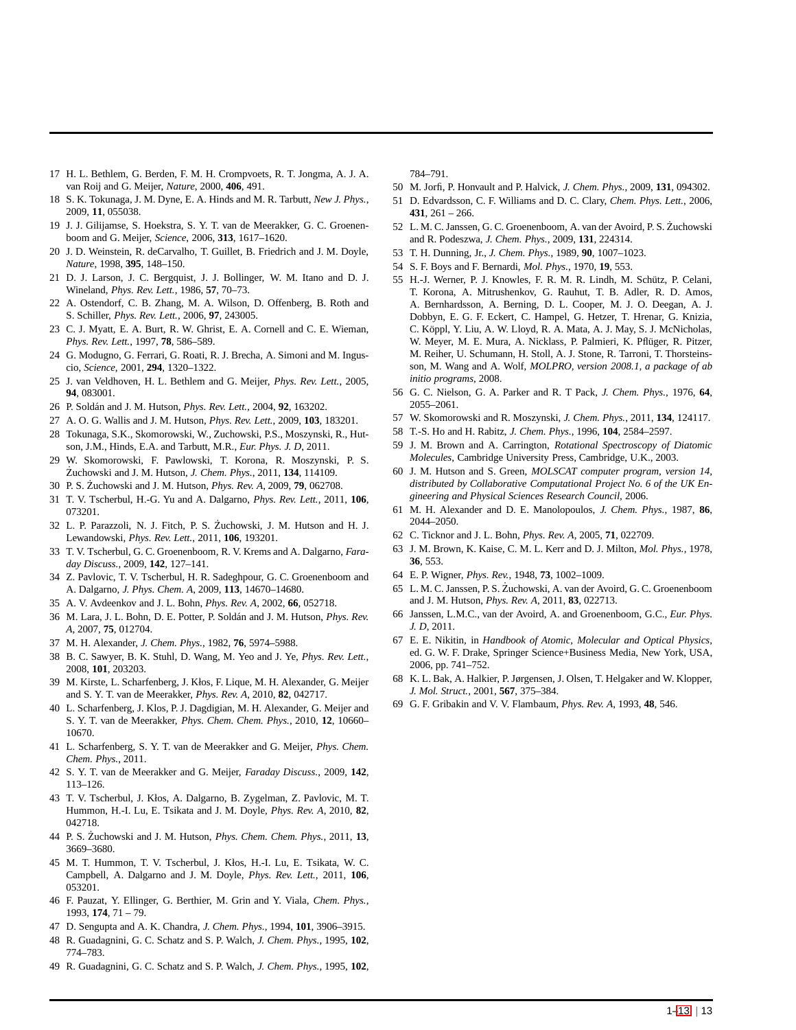17 H. L. Bethlem, G. Berden, F. M. H. Crompvoets, R. T. Jongma, A. J. A. van Roij and G. Meijer, *Nature*, 2000, **406**, 491.

18 S. K. Tokunaga, J. M. Dyne, E. A. Hinds and M. R. Tarbutt, *New J. Phys.*, 2009, **11**, 055038.

19 J. J. Gilijamse, S. Hoekstra, S. Y. T. van de Meerakker, G. C. Groenenboom and G. Meijer, *Science*, 2006, **313**, 1617–1620.

20 J. D. Weinstein, R. deCarvalho, T. Guillet, B. Friedrich and J. M. Doyle, *Nature*, 1998, **395**, 148–150.

21 D. J. Larson, J. C. Bergquist, J. J. Bollinger, W. M. Itano and D. J. Wineland, *Phys. Rev. Lett.*, 1986, **57**, 70–73.

22 A. Ostendorf, C. B. Zhang, M. A. Wilson, D. Offenberg, B. Roth and S. Schiller, *Phys. Rev. Lett.*, 2006, **97**, 243005.

23 C. J. Myatt, E. A. Burt, R. W. Ghrist, E. A. Cornell and C. E. Wieman, *Phys. Rev. Lett.*, 1997, **78**, 586–589.

24 G. Modugno, G. Ferrari, G. Roati, R. J. Brecha, A. Simoni and M. Inguscio, *Science*, 2001, **294**, 1320–1322.

25 J. van Veldhoven, H. L. Bethlem and G. Meijer, *Phys. Rev. Lett.*, 2005, **94**, 083001.

26 P. Soldán and J. M. Hutson, *Phys. Rev. Lett.*, 2004, **92**, 163202.

27 A. O. G. Wallis and J. M. Hutson, *Phys. Rev. Lett.*, 2009, **103**, 183201.

28 Tokunaga, S.K., Skomorowski, W., Zuchowski, P.S., Moszynski, R., Hutson, J.M., Hinds, E.A. and Tarbutt, M.R., *Eur. Phys. J. D*, 2011.

29 W. Skomorowski, F. Pawlowski, T. Korona, R. Moszynski, P. S. Żuchowski and J. M. Hutson, *J. Chem. Phys.*, 2011, **134**, 114109.

30 P. S. Żuchowski and J. M. Hutson, *Phys. Rev. A*, 2009, **79**, 062708.

31 T. V. Tscherbul, H.-G. Yu and A. Dalgarno, *Phys. Rev. Lett.*, 2011, **106**, 073201.

32 L. P. Parazzoli, N. J. Fitch, P. S. Żuchowski, J. M. Hutson and H. J. Lewandowski, *Phys. Rev. Lett.*, 2011, **106**, 193201.

33 T. V. Tscherbul, G. C. Groenenboom, R. V. Krems and A. Dalgarno, *Faraday Discuss.*, 2009, **142**, 127–141.

34 Z. Pavlovic, T. V. Tscherbul, H. R. Sadeghpour, G. C. Groenenboom and A. Dalgarno, *J. Phys. Chem. A*, 2009, **113**, 14670–14680.

35 A. V. Avdeenkov and J. L. Bohn, *Phys. Rev. A*, 2002, **66**, 052718.

36 M. Lara, J. L. Bohn, D. E. Potter, P. Soldán and J. M. Hutson, *Phys. Rev. A*, 2007, **75**, 012704.

37 M. H. Alexander, *J. Chem. Phys.*, 1982, **76**, 5974–5988.

38 B. C. Sawyer, B. K. Stuhl, D. Wang, M. Yeo and J. Ye, *Phys. Rev. Lett.*, 2008, **101**, 203203.

39 M. Kirste, L. Scharfenberg, J. Kłos, F. Lique, M. H. Alexander, G. Meijer and S. Y. T. van de Meerakker, *Phys. Rev. A*, 2010, **82**, 042717.

40 L. Scharfenberg, J. Klos, P. J. Dagdigian, M. H. Alexander, G. Meijer and S. Y. T. van de Meerakker, *Phys. Chem. Chem. Phys.*, 2010, **12**, 10660–10670.

41 L. Scharfenberg, S. Y. T. van de Meerakker and G. Meijer, *Phys. Chem. Chem. Phys.*, 2011.

42 S. Y. T. van de Meerakker and G. Meijer, *Faraday Discuss.*, 2009, **142**, 113–126.

43 T. V. Tscherbul, J. Kłos, A. Dalgarno, B. Zygelman, Z. Pavlovic, M. T. Hummon, H.-I. Lu, E. Tsikata and J. M. Doyle, *Phys. Rev. A*, 2010, **82**, 042718.

44 P. S. Żuchowski and J. M. Hutson, *Phys. Chem. Chem. Phys.*, 2011, **13**, 3669–3680.

45 M. T. Hummon, T. V. Tscherbul, J. Kłos, H.-I. Lu, E. Tsikata, W. C. Campbell, A. Dalgarno and J. M. Doyle, *Phys. Rev. Lett.*, 2011, **106**, 053201.

46 F. Pauzat, Y. Ellinger, G. Berthier, M. Grin and Y. Viala, *Chem. Phys.*, 1993, **174**, 71 – 79.

47 D. Sengupta and A. K. Chandra, *J. Chem. Phys.*, 1994, **101**, 3906–3915.

48 R. Guadagnini, G. C. Schatz and S. P. Walch, *J. Chem. Phys.*, 1995, **102**, 774–783.

49 R. Guadagnini, G. C. Schatz and S. P. Walch, *J. Chem. Phys.*, 1995, **102**, 784–791.

50 M. Jorfi, P. Honvault and P. Halvick, *J. Chem. Phys.*, 2009, **131**, 094302.

51 D. Edvardsson, C. F. Williams and D. C. Clary, *Chem. Phys. Lett.*, 2006, **431**, 261 – 266.

52 L. M. C. Janssen, G. C. Groenenboom, A. van der Avoird, P. S. Żuchowski and R. Podeszwa, *J. Chem. Phys.*, 2009, **131**, 224314.

53 T. H. Dunning, Jr., *J. Chem. Phys.*, 1989, **90**, 1007–1023.

54 S. F. Boys and F. Bernardi, *Mol. Phys.*, 1970, **19**, 553.

55 H.-J. Werner, P. J. Knowles, F. R. M. R. Lindh, M. Schütz, P. Celani, T. Korona, A. Mitrushenkov, G. Rauhut, T. B. Adler, R. D. Amos, A. Bernhardsson, A. Berning, D. L. Cooper, M. J. O. Deegan, A. J. Dobbyn, E. G. F. Eckert, C. Hampel, G. Hetzer, T. Hrenar, G. Knizia, C. Köppl, Y. Liu, A. W. Lloyd, R. A. Mata, A. J. May, S. J. McNicholas, W. Meyer, M. E. Mura, A. Nicklass, P. Palmieri, K. Pflüger, R. Pitzer, M. Reiher, U. Schumann, H. Stoll, A. J. Stone, R. Tarroni, T. Thorsteinsson, M. Wang and A. Wolf, *MOLPRO, version 2008.1, a package of ab initio programs*, 2008.

56 G. C. Nielson, G. A. Parker and R. T Pack, *J. Chem. Phys.*, 1976, **64**, 2055–2061.

57 W. Skomorowski and R. Moszynski, *J. Chem. Phys.*, 2011, **134**, 124117.

58 T.-S. Ho and H. Rabitz, *J. Chem. Phys.*, 1996, **104**, 2584–2597.

59 J. M. Brown and A. Carrington, *Rotational Spectroscopy of Diatomic Molecules*, Cambridge University Press, Cambridge, U.K., 2003.

60 J. M. Hutson and S. Green, *MOLSCAT computer program, version 14, distributed by Collaborative Computational Project No. 6 of the UK Engineering and Physical Sciences Research Council*, 2006.

61 M. H. Alexander and D. E. Manolopoulos, *J. Chem. Phys.*, 1987, **86**, 2044–2050.

62 C. Ticknor and J. L. Bohn, *Phys. Rev. A*, 2005, **71**, 022709.

63 J. M. Brown, K. Kaise, C. M. L. Kerr and D. J. Milton, *Mol. Phys.*, 1978, **36**, 553.

64 E. P. Wigner, *Phys. Rev.*, 1948, **73**, 1002–1009.

65 L. M. C. Janssen, P. S. Żuchowski, A. van der Avoird, G. C. Groenenboom and J. M. Hutson, *Phys. Rev. A*, 2011, **83**, 022713.

66 Janssen, L.M.C., van der Avoird, A. and Groenenboom, G.C., *Eur. Phys. J. D*, 2011.

67 E. E. Nikitin, in *Handbook of Atomic, Molecular and Optical Physics*, ed. G. W. F. Drake, Springer Science+Business Media, New York, USA, 2006, pp. 741–752.

68 K. L. Bak, A. Halkier, P. Jørgensen, J. Olsen, T. Helgaker and W. Klopper, *J. Mol. Struct.*, 2001, **567**, 375–384.

69 G. F. Gribakin and V. V. Flambaum, *Phys. Rev. A*, 1993, **48**, 546.